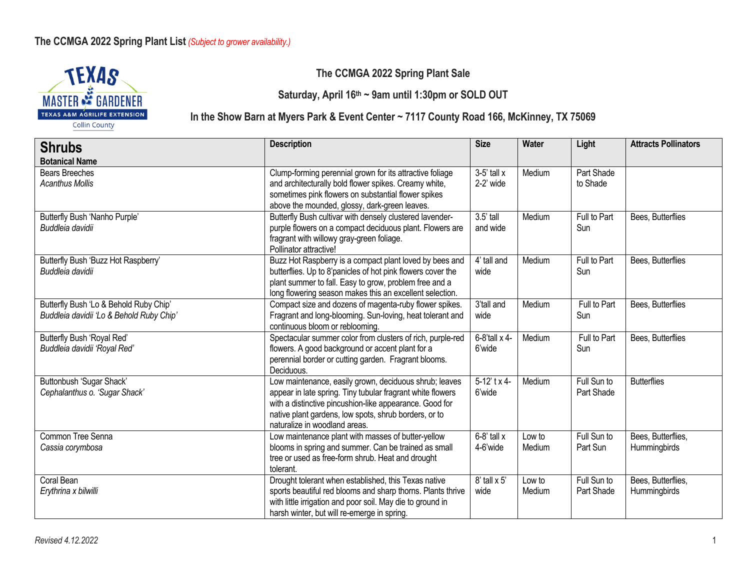**The CCMGA 2022 Spring Plant List** *(Subject to grower availability.)*

TEXAS MASTER GARDENER
TEXAS A&M AGRILIFE EXTENSION
Collin County

## The CCMGA 2022 Spring Plant Sale

### Saturday, April 16th ~ 9am until 1:30pm or SOLD OUT

### In the Show Barn at Myers Park & Event Center ~ 7117 County Road 166, McKinney, TX 75069

| **Shrubs**<br>**Botanical Name** | **Description** | **Size** | **Water** | **Light** | **Attracts Pollinators** |
|---|---|---|---|---|---|
| Bears Breeches<br>*Acanthus Mollis* | Clump-forming perennial grown for its attractive foliage and architecturally bold flower spikes. Creamy white, sometimes pink flowers on substantial flower spikes above the mounded, glossy, dark-green leaves. | 3-5' tall x 2-2' wide | Medium | Part Shade to Shade | |
| Butterfly Bush 'Nanho Purple'<br>*Buddleia davidii* | Butterfly Bush cultivar with densely clustered lavender-purple flowers on a compact deciduous plant. Flowers are fragrant with willowy gray-green foliage.<br>Pollinator attractive! | 3.5' tall and wide | Medium | Full to Part Sun | Bees, Butterflies |
| Butterfly Bush 'Buzz Hot Raspberry'<br>*Buddleia davidii* | Buzz Hot Raspberry is a compact plant loved by bees and butterflies. Up to 8'panicles of hot pink flowers cover the plant summer to fall. Easy to grow, problem free and a long flowering season makes this an excellent selection. | 4' tall and wide | Medium | Full to Part Sun | Bees, Butterflies |
| Butterfly Bush 'Lo & Behold Ruby Chip'<br>*Buddleia davidii 'Lo & Behold Ruby Chip'* | Compact size and dozens of magenta-ruby flower spikes. Fragrant and long-blooming. Sun-loving, heat tolerant and continuous bloom or reblooming. | 3'tall and wide | Medium | Full to Part Sun | Bees, Butterflies |
| Butterfly Bush 'Royal Red'<br>*Buddleia davidii 'Royal Red'* | Spectacular summer color from clusters of rich, purple-red flowers. A good background or accent plant for a perennial border or cutting garden. Fragrant blooms. Deciduous. | 6-8'tall x 4-6'wide | Medium | Full to Part Sun | Bees, Butterflies |
| Buttonbush 'Sugar Shack'<br>*Cephalanthus o. 'Sugar Shack'* | Low maintenance, easily grown, deciduous shrub; leaves appear in late spring. Tiny tubular fragrant white flowers with a distinctive pincushion-like appearance. Good for native plant gardens, low spots, shrub borders, or to naturalize in woodland areas. | 5-12' t x 4-6'wide | Medium | Full Sun to Part Shade | Butterflies |
| Common Tree Senna<br>*Cassia corymbosa* | Low maintenance plant with masses of butter-yellow blooms in spring and summer. Can be trained as small tree or used as free-form shrub. Heat and drought tolerant. | 6-8' tall x 4-6'wide | Low to Medium | Full Sun to Part Sun | Bees, Butterflies, Hummingbirds |
| Coral Bean<br>*Erythrina x bilwilli* | Drought tolerant when established, this Texas native sports beautiful red blooms and sharp thorns. Plants thrive with little irrigation and poor soil. May die to ground in harsh winter, but will re-emerge in spring. | 8' tall x 5' wide | Low to Medium | Full Sun to Part Shade | Bees, Butterflies, Hummingbirds |

*Revised 4.12.2022*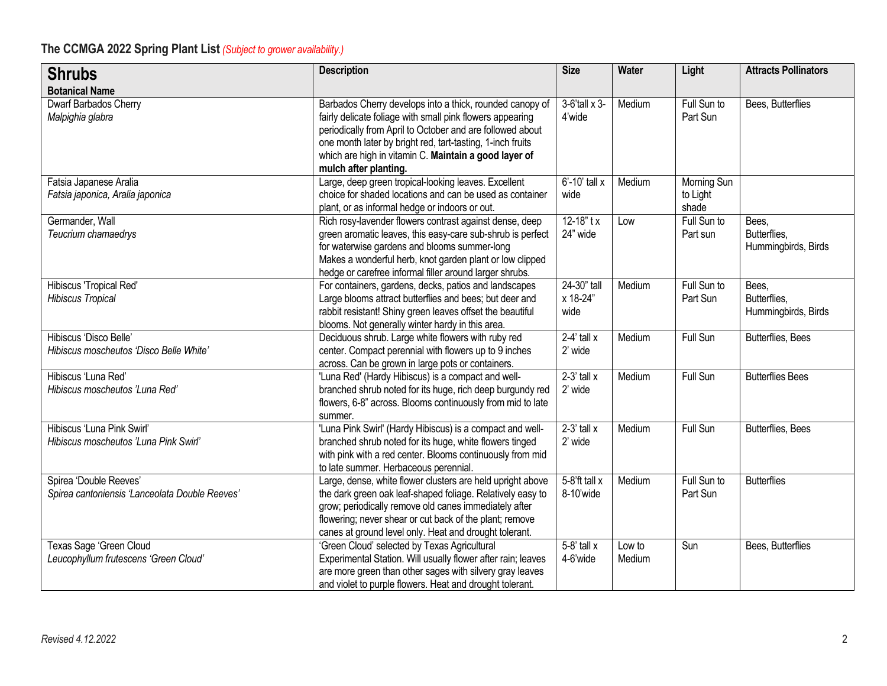## The CCMGA 2022 Spring Plant List *(Subject to grower availability.)*

| **Shrubs**<br>**Botanical Name** | **Description** | **Size** | **Water** | **Light** | **Attracts Pollinators** |
|---|---|---|---|---|---|
| Dwarf Barbados Cherry<br>*Malpighia glabra* | Barbados Cherry develops into a thick, rounded canopy of fairly delicate foliage with small pink flowers appearing periodically from April to October and are followed about one month later by bright red, tart-tasting, 1-inch fruits which are high in vitamin C. **Maintain a good layer of mulch after planting.** | 3-6'tall x 3-4'wide | Medium | Full Sun to Part Sun | Bees, Butterflies |
| Fatsia Japanese Aralia<br>*Fatsia japonica, Aralia japonica* | Large, deep green tropical-looking leaves. Excellent choice for shaded locations and can be used as container plant, or as informal hedge or indoors or out. | 6'-10' tall x wide | Medium | Morning Sun to Light shade | |
| Germander, Wall<br>*Teucrium chamaedrys* | Rich rosy-lavender flowers contrast against dense, deep green aromatic leaves, this easy-care sub-shrub is perfect for waterwise gardens and blooms summer-long<br>Makes a wonderful herb, knot garden plant or low clipped hedge or carefree informal filler around larger shrubs. | 12-18" t x 24" wide | Low | Full Sun to Part sun | Bees, Butterflies, Hummingbirds, Birds |
| Hibiscus 'Tropical Red'<br>*Hibiscus Tropical* | For containers, gardens, decks, patios and landscapes Large blooms attract butterflies and bees; but deer and rabbit resistant! Shiny green leaves offset the beautiful blooms. Not generally winter hardy in this area. | 24-30" tall x 18-24" wide | Medium | Full Sun to Part Sun | Bees, Butterflies, Hummingbirds, Birds |
| Hibiscus 'Disco Belle'<br>*Hibiscus moscheutos 'Disco Belle White'* | Deciduous shrub. Large white flowers with ruby red center. Compact perennial with flowers up to 9 inches across. Can be grown in large pots or containers. | 2-4' tall x 2' wide | Medium | Full Sun | Butterflies, Bees |
| Hibiscus 'Luna Red'<br>*Hibiscus moscheutos 'Luna Red'* | 'Luna Red' (Hardy Hibiscus) is a compact and well-branched shrub noted for its huge, rich deep burgundy red flowers, 6-8" across. Blooms continuously from mid to late summer. | 2-3' tall x 2' wide | Medium | Full Sun | Butterflies Bees |
| Hibiscus 'Luna Pink Swirl'<br>*Hibiscus moscheutos 'Luna Pink Swirl'* | 'Luna Pink Swirl' (Hardy Hibiscus) is a compact and well-branched shrub noted for its huge, white flowers tinged with pink with a red center. Blooms continuously from mid to late summer. Herbaceous perennial. | 2-3' tall x 2' wide | Medium | Full Sun | Butterflies, Bees |
| Spirea 'Double Reeves'<br>*Spirea cantoniensis 'Lanceolata Double Reeves'* | Large, dense, white flower clusters are held upright above the dark green oak leaf-shaped foliage. Relatively easy to grow; periodically remove old canes immediately after flowering; never shear or cut back of the plant; remove canes at ground level only. Heat and drought tolerant. | 5-8'ft tall x 8-10'wide | Medium | Full Sun to Part Sun | Butterflies |
| Texas Sage 'Green Cloud'<br>*Leucophyllum frutescens 'Green Cloud'* | 'Green Cloud' selected by Texas Agricultural Experimental Station. Will usually flower after rain; leaves are more green than other sages with silvery gray leaves and violet to purple flowers. Heat and drought tolerant. | 5-8' tall x 4-6'wide | Low to Medium | Sun | Bees, Butterflies |

*Revised 4.12.2022*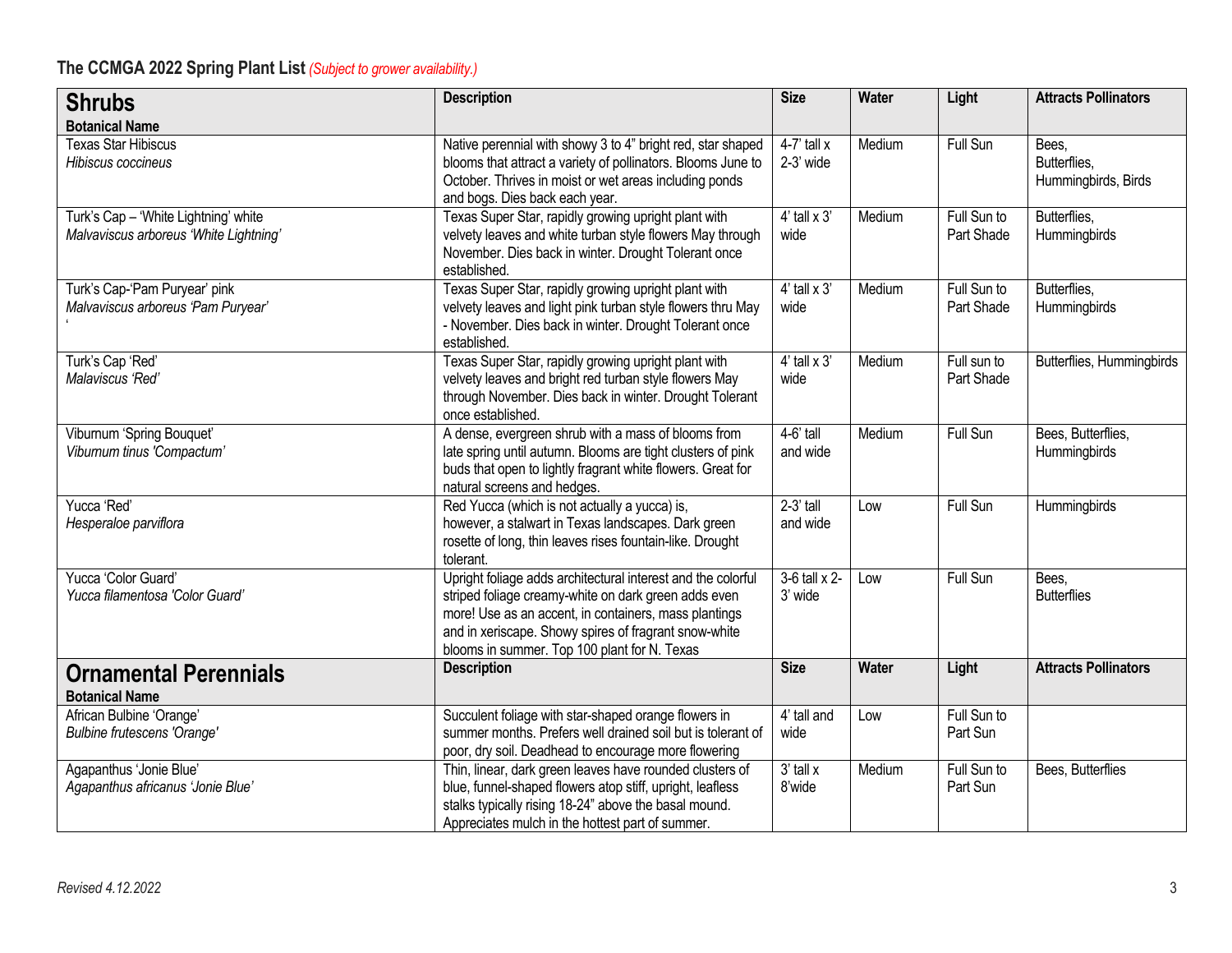**The CCMGA 2022 Spring Plant List** *(Subject to grower availability.)*

| **Shrubs**<br>**Botanical Name** | **Description** | **Size** | **Water** | **Light** | **Attracts Pollinators** |
|---|---|---|---|---|---|
| Texas Star Hibiscus<br>*Hibiscus coccineus* | Native perennial with showy 3 to 4" bright red, star shaped blooms that attract a variety of pollinators. Blooms June to October. Thrives in moist or wet areas including ponds and bogs. Dies back each year. | 4-7' tall x 2-3' wide | Medium | Full Sun | Bees, Butterflies, Hummingbirds, Birds |
| Turk's Cap – 'White Lightning' white<br>*Malvaviscus arboreus 'White Lightning'* | Texas Super Star, rapidly growing upright plant with velvety leaves and white turban style flowers May through November. Dies back in winter. Drought Tolerant once established. | 4' tall x 3' wide | Medium | Full Sun to Part Shade | Butterflies, Hummingbirds |
| Turk's Cap-'Pam Puryear' pink<br>*Malvaviscus arboreus 'Pam Puryear'* | Texas Super Star, rapidly growing upright plant with velvety leaves and light pink turban style flowers thru May - November. Dies back in winter. Drought Tolerant once established. | 4' tall x 3' wide | Medium | Full Sun to Part Shade | Butterflies, Hummingbirds |
| Turk's Cap 'Red'<br>*Malaviscus 'Red'* | Texas Super Star, rapidly growing upright plant with velvety leaves and bright red turban style flowers May through November. Dies back in winter. Drought Tolerant once established. | 4' tall x 3' wide | Medium | Full sun to Part Shade | Butterflies, Hummingbirds |
| Viburnum 'Spring Bouquet'<br>*Viburnum tinus 'Compactum'* | A dense, evergreen shrub with a mass of blooms from late spring until autumn. Blooms are tight clusters of pink buds that open to lightly fragrant white flowers. Great for natural screens and hedges. | 4-6' tall and wide | Medium | Full Sun | Bees, Butterflies, Hummingbirds |
| Yucca 'Red'<br>*Hesperaloe parviflora* | Red Yucca (which is not actually a yucca) is, however, a stalwart in Texas landscapes. Dark green rosette of long, thin leaves rises fountain-like. Drought tolerant. | 2-3' tall and wide | Low | Full Sun | Hummingbirds |
| Yucca 'Color Guard'<br>*Yucca filamentosa 'Color Guard'* | Upright foliage adds architectural interest and the colorful striped foliage creamy-white on dark green adds even more! Use as an accent, in containers, mass plantings and in xeriscape. Showy spires of fragrant snow-white blooms in summer. Top 100 plant for N. Texas | 3-6 tall x 2-3' wide | Low | Full Sun | Bees, Butterflies |
| **Ornamental Perennials**<br>**Botanical Name** | **Description** | **Size** | **Water** | **Light** | **Attracts Pollinators** |
| African Bulbine 'Orange'<br>*Bulbine frutescens 'Orange'* | Succulent foliage with star-shaped orange flowers in summer months. Prefers well drained soil but is tolerant of poor, dry soil. Deadhead to encourage more flowering | 4' tall and wide | Low | Full Sun to Part Sun | |
| Agapanthus 'Jonie Blue'<br>*Agapanthus africanus 'Jonie Blue'* | Thin, linear, dark green leaves have rounded clusters of blue, funnel-shaped flowers atop stiff, upright, leafless stalks typically rising 18-24" above the basal mound. Appreciates mulch in the hottest part of summer. | 3' tall x 8'wide | Medium | Full Sun to Part Sun | Bees, Butterflies |

*Revised 4.12.2022*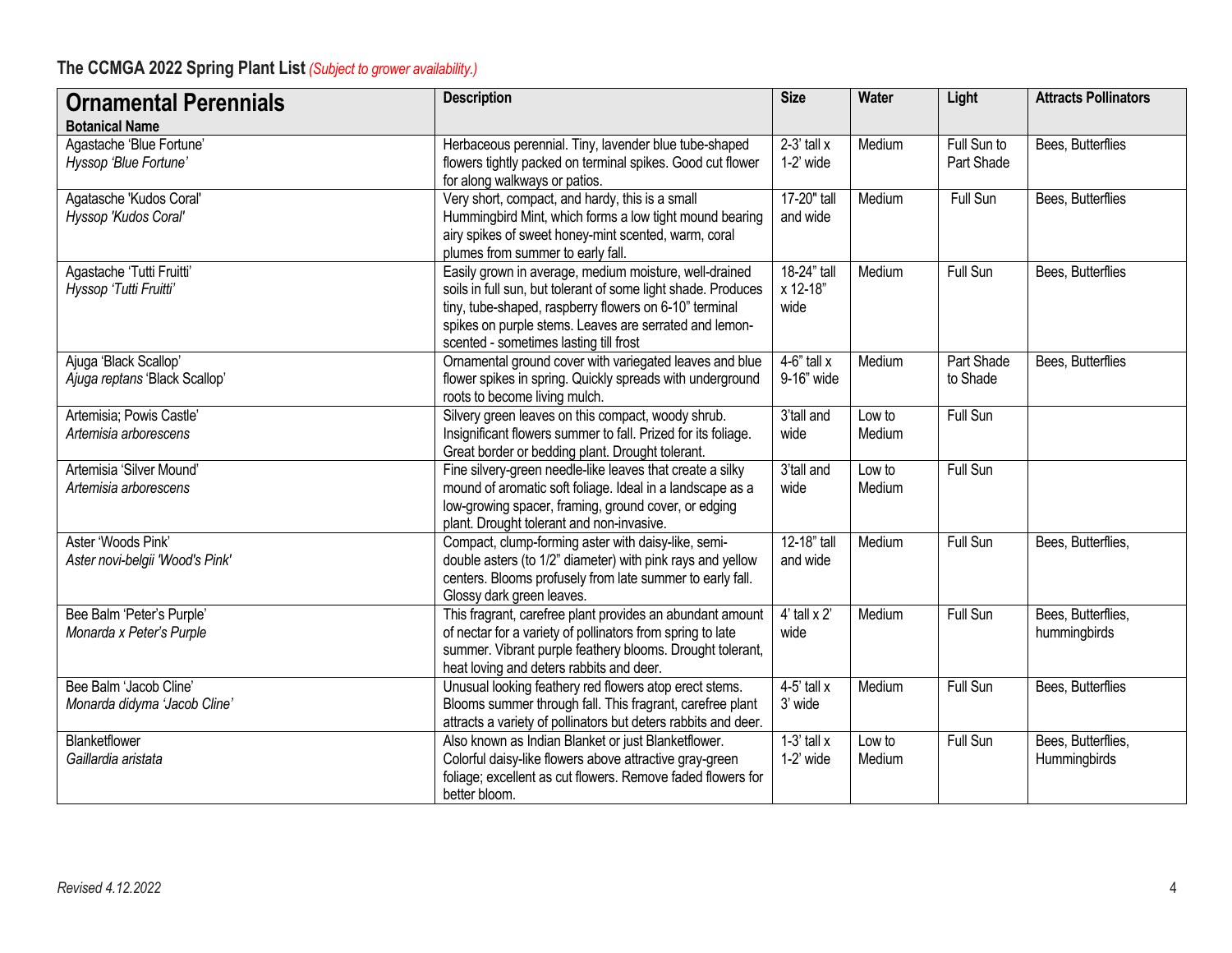## The CCMGA 2022 Spring Plant List *(Subject to grower availability.)*

| **Ornamental Perennials**<br>**Botanical Name** | **Description** | **Size** | **Water** | **Light** | **Attracts Pollinators** |
|---|---|---|---|---|---|
| Agastache 'Blue Fortune'<br>*Hyssop 'Blue Fortune'* | Herbaceous perennial. Tiny, lavender blue tube-shaped flowers tightly packed on terminal spikes. Good cut flower for along walkways or patios. | 2-3' tall x 1-2' wide | Medium | Full Sun to Part Shade | Bees, Butterflies |
| Agatasche 'Kudos Coral'<br>*Hyssop 'Kudos Coral'* | Very short, compact, and hardy, this is a small Hummingbird Mint, which forms a low tight mound bearing airy spikes of sweet honey-mint scented, warm, coral plumes from summer to early fall. | 17-20" tall and wide | Medium | Full Sun | Bees, Butterflies |
| Agastache 'Tutti Fruitti'<br>*Hyssop 'Tutti Fruitti'* | Easily grown in average, medium moisture, well-drained soils in full sun, but tolerant of some light shade. Produces tiny, tube-shaped, raspberry flowers on 6-10" terminal spikes on purple stems. Leaves are serrated and lemon-scented - sometimes lasting till frost | 18-24" tall x 12-18" wide | Medium | Full Sun | Bees, Butterflies |
| Ajuga 'Black Scallop'<br>*Ajuga reptans* 'Black Scallop' | Ornamental ground cover with variegated leaves and blue flower spikes in spring. Quickly spreads with underground roots to become living mulch. | 4-6" tall x 9-16" wide | Medium | Part Shade to Shade | Bees, Butterflies |
| Artemisia; Powis Castle'<br>*Artemisia arborescens* | Silvery green leaves on this compact, woody shrub. Insignificant flowers summer to fall. Prized for its foliage. Great border or bedding plant. Drought tolerant. | 3'tall and wide | Low to Medium | Full Sun | |
| Artemisia 'Silver Mound'<br>*Artemisia arborescens* | Fine silvery-green needle-like leaves that create a silky mound of aromatic soft foliage. Ideal in a landscape as a low-growing spacer, framing, ground cover, or edging plant. Drought tolerant and non-invasive. | 3'tall and wide | Low to Medium | Full Sun | |
| Aster 'Woods Pink'<br>*Aster novi-belgii 'Wood's Pink'* | Compact, clump-forming aster with daisy-like, semi-double asters (to 1/2" diameter) with pink rays and yellow centers. Blooms profusely from late summer to early fall. Glossy dark green leaves. | 12-18" tall and wide | Medium | Full Sun | Bees, Butterflies, |
| Bee Balm 'Peter's Purple'<br>*Monarda x Peter's Purple* | This fragrant, carefree plant provides an abundant amount of nectar for a variety of pollinators from spring to late summer. Vibrant purple feathery blooms. Drought tolerant, heat loving and deters rabbits and deer. | 4' tall x 2' wide | Medium | Full Sun | Bees, Butterflies, hummingbirds |
| Bee Balm 'Jacob Cline'<br>*Monarda didyma 'Jacob Cline'* | Unusual looking feathery red flowers atop erect stems. Blooms summer through fall. This fragrant, carefree plant attracts a variety of pollinators but deters rabbits and deer. | 4-5' tall x 3' wide | Medium | Full Sun | Bees, Butterflies |
| Blanketflower<br>*Gaillardia aristata* | Also known as Indian Blanket or just Blanketflower. Colorful daisy-like flowers above attractive gray-green foliage; excellent as cut flowers. Remove faded flowers for better bloom. | 1-3' tall x 1-2' wide | Low to Medium | Full Sun | Bees, Butterflies, Hummingbirds |

*Revised 4.12.2022*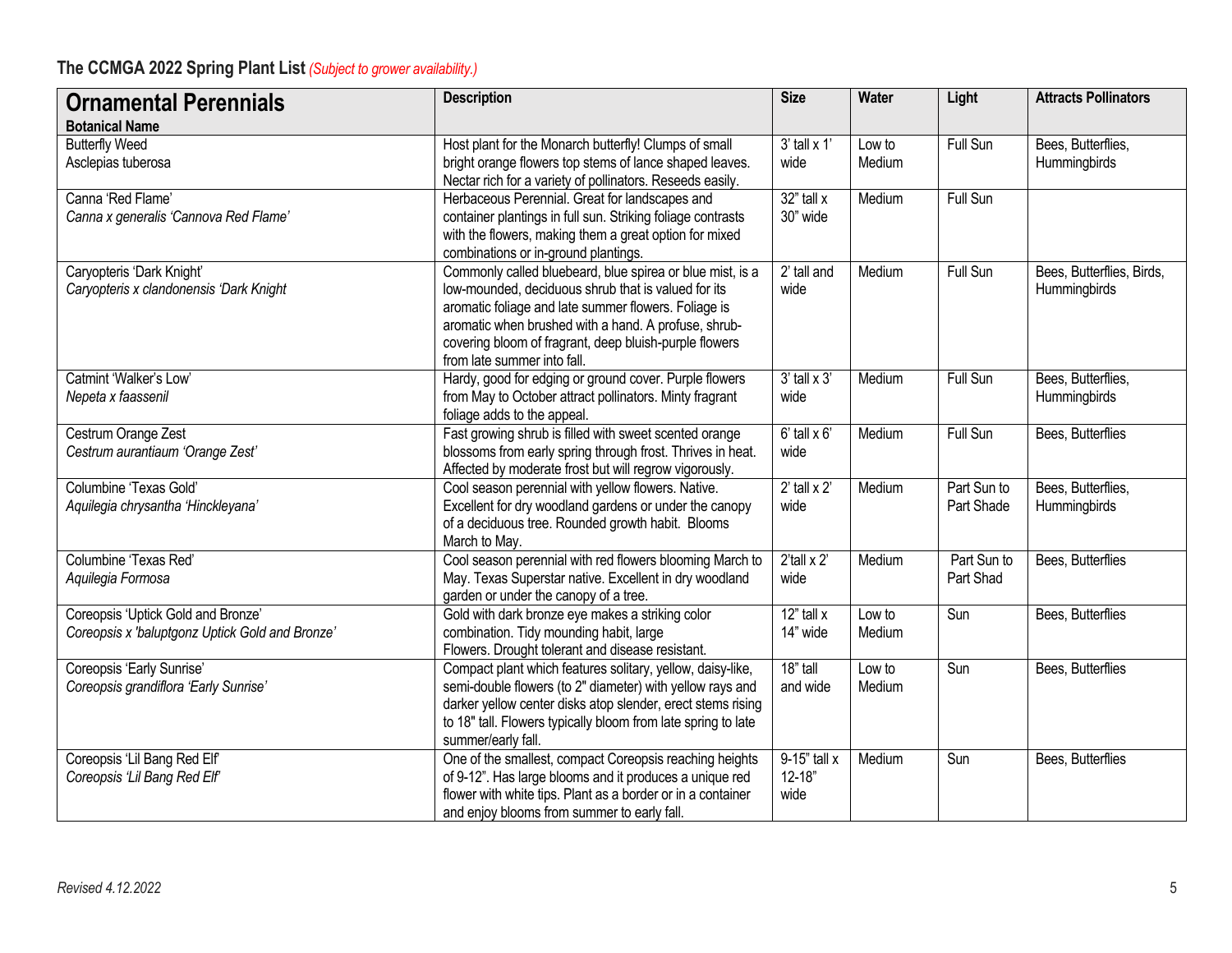## The CCMGA 2022 Spring Plant List *(Subject to grower availability.)*

| **Ornamental Perennials**<br>**Botanical Name** | **Description** | **Size** | **Water** | **Light** | **Attracts Pollinators** |
|---|---|---|---|---|---|
| Butterfly Weed<br>Asclepias tuberosa | Host plant for the Monarch butterfly! Clumps of small bright orange flowers top stems of lance shaped leaves. Nectar rich for a variety of pollinators. Reseeds easily. | 3' tall x 1' wide | Low to Medium | Full Sun | Bees, Butterflies, Hummingbirds |
| Canna 'Red Flame'<br>*Canna x generalis 'Cannova Red Flame'* | Herbaceous Perennial. Great for landscapes and container plantings in full sun. Striking foliage contrasts with the flowers, making them a great option for mixed combinations or in-ground plantings. | 32" tall x 30" wide | Medium | Full Sun | |
| Caryopteris 'Dark Knight'<br>*Caryopteris x clandonensis 'Dark Knight* | Commonly called bluebeard, blue spirea or blue mist, is a low-mounded, deciduous shrub that is valued for its aromatic foliage and late summer flowers. Foliage is aromatic when brushed with a hand. A profuse, shrub-covering bloom of fragrant, deep bluish-purple flowers from late summer into fall. | 2' tall and wide | Medium | Full Sun | Bees, Butterflies, Birds, Hummingbirds |
| Catmint 'Walker's Low'<br>*Nepeta x faassenil* | Hardy, good for edging or ground cover. Purple flowers from May to October attract pollinators. Minty fragrant foliage adds to the appeal. | 3' tall x 3' wide | Medium | Full Sun | Bees, Butterflies, Hummingbirds |
| Cestrum Orange Zest<br>*Cestrum aurantiaum 'Orange Zest'* | Fast growing shrub is filled with sweet scented orange blossoms from early spring through frost. Thrives in heat. Affected by moderate frost but will regrow vigorously. | 6' tall x 6' wide | Medium | Full Sun | Bees, Butterflies |
| Columbine 'Texas Gold'<br>*Aquilegia chrysantha 'Hinckleyana'* | Cool season perennial with yellow flowers. Native. Excellent for dry woodland gardens or under the canopy of a deciduous tree. Rounded growth habit. Blooms March to May. | 2' tall x 2' wide | Medium | Part Sun to Part Shade | Bees, Butterflies, Hummingbirds |
| Columbine 'Texas Red'<br>*Aquilegia Formosa* | Cool season perennial with red flowers blooming March to May. Texas Superstar native. Excellent in dry woodland garden or under the canopy of a tree. | 2'tall x 2' wide | Medium | Part Sun to Part Shad | Bees, Butterflies |
| Coreopsis 'Uptick Gold and Bronze'<br>*Coreopsis x 'baluptgonz Uptick Gold and Bronze'* | Gold with dark bronze eye makes a striking color combination. Tidy mounding habit, large Flowers. Drought tolerant and disease resistant. | 12" tall x 14" wide | Low to Medium | Sun | Bees, Butterflies |
| Coreopsis 'Early Sunrise'<br>*Coreopsis grandiflora 'Early Sunrise'* | Compact plant which features solitary, yellow, daisy-like, semi-double flowers (to 2" diameter) with yellow rays and darker yellow center disks atop slender, erect stems rising to 18" tall. Flowers typically bloom from late spring to late summer/early fall. | 18" tall and wide | Low to Medium | Sun | Bees, Butterflies |
| Coreopsis 'Lil Bang Red Elf'<br>*Coreopsis 'Lil Bang Red Elf'* | One of the smallest, compact Coreopsis reaching heights of 9-12". Has large blooms and it produces a unique red flower with white tips. Plant as a border or in a container and enjoy blooms from summer to early fall. | 9-15" tall x 12-18" wide | Medium | Sun | Bees, Butterflies |

*Revised 4.12.2022*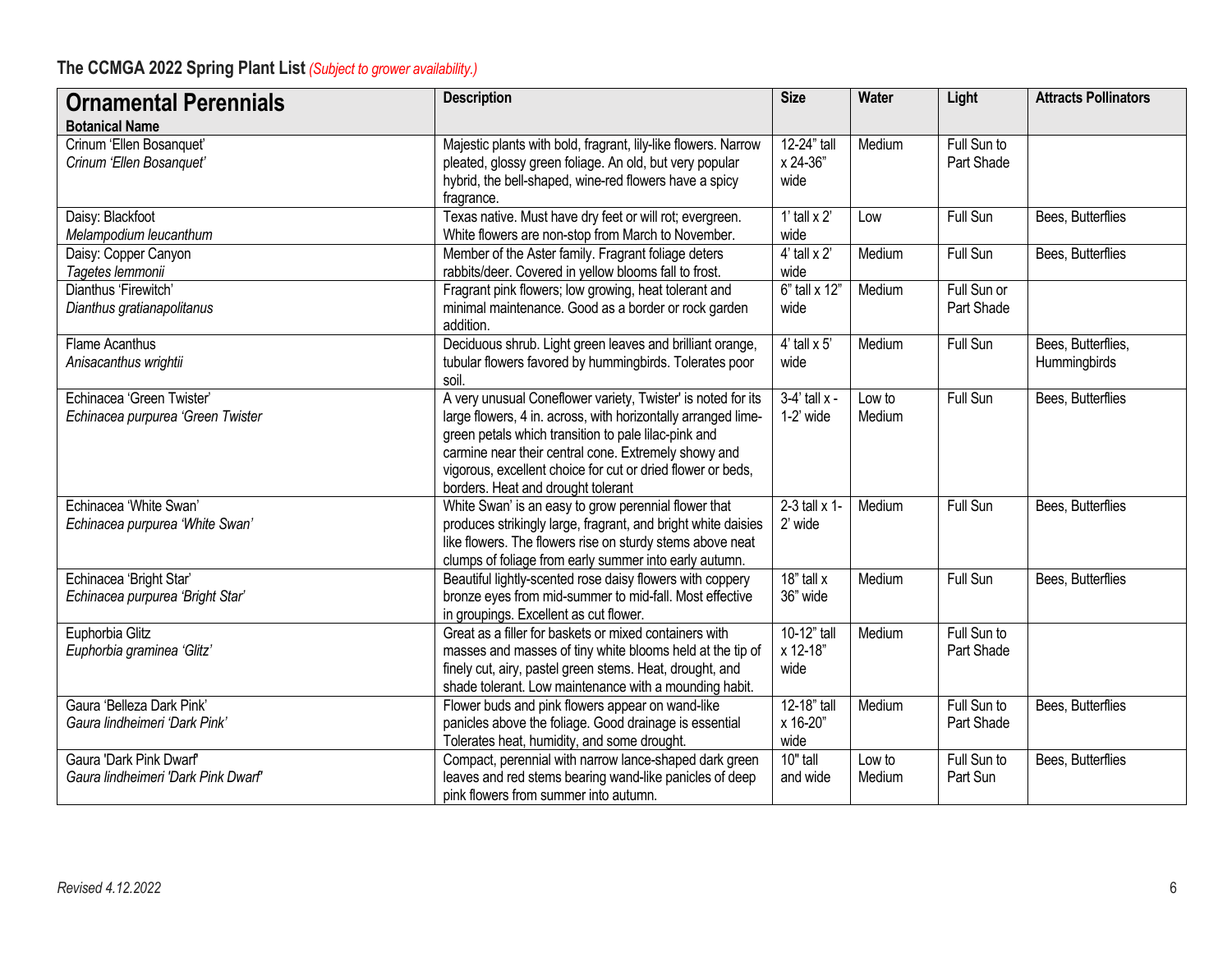## The CCMGA 2022 Spring Plant List *(Subject to grower availability.)*

| **Ornamental Perennials** <br> **Botanical Name** | **Description** | **Size** | **Water** | **Light** | **Attracts Pollinators** |
|---|---|---|---|---|---|
| Crinum 'Ellen Bosanquet' <br> *Crinum 'Ellen Bosanquet'* | Majestic plants with bold, fragrant, lily-like flowers. Narrow pleated, glossy green foliage. An old, but very popular hybrid, the bell-shaped, wine-red flowers have a spicy fragrance. | 12-24" tall x 24-36" wide | Medium | Full Sun to Part Shade | |
| Daisy: Blackfoot <br> *Melampodium leucanthum* | Texas native. Must have dry feet or will rot; evergreen. White flowers are non-stop from March to November. | 1' tall x 2' wide | Low | Full Sun | Bees, Butterflies |
| Daisy: Copper Canyon <br> *Tagetes lemmonii* | Member of the Aster family. Fragrant foliage deters rabbits/deer. Covered in yellow blooms fall to frost. | 4' tall x 2' wide | Medium | Full Sun | Bees, Butterflies |
| Dianthus 'Firewitch' <br> *Dianthus gratianapolitanus* | Fragrant pink flowers; low growing, heat tolerant and minimal maintenance. Good as a border or rock garden addition. | 6" tall x 12" wide | Medium | Full Sun or Part Shade | |
| Flame Acanthus <br> *Anisacanthus wrightii* | Deciduous shrub. Light green leaves and brilliant orange, tubular flowers favored by hummingbirds. Tolerates poor soil. | 4' tall x 5' wide | Medium | Full Sun | Bees, Butterflies, Hummingbirds |
| Echinacea 'Green Twister' <br> *Echinacea purpurea 'Green Twister* | A very unusual Coneflower variety, Twister' is noted for its large flowers, 4 in. across, with horizontally arranged lime-green petals which transition to pale lilac-pink and carmine near their central cone. Extremely showy and vigorous, excellent choice for cut or dried flower or beds, borders. Heat and drought tolerant | 3-4' tall x - 1-2' wide | Low to Medium | Full Sun | Bees, Butterflies |
| Echinacea 'White Swan' <br> *Echinacea purpurea 'White Swan'* | White Swan' is an easy to grow perennial flower that produces strikingly large, fragrant, and bright white daisies like flowers. The flowers rise on sturdy stems above neat clumps of foliage from early summer into early autumn. | 2-3 tall x 1-2' wide | Medium | Full Sun | Bees, Butterflies |
| Echinacea 'Bright Star' <br> *Echinacea purpurea 'Bright Star'* | Beautiful lightly-scented rose daisy flowers with coppery bronze eyes from mid-summer to mid-fall. Most effective in groupings. Excellent as cut flower. | 18" tall x 36" wide | Medium | Full Sun | Bees, Butterflies |
| Euphorbia Glitz <br> *Euphorbia graminea 'Glitz'* | Great as a filler for baskets or mixed containers with masses and masses of tiny white blooms held at the tip of finely cut, airy, pastel green stems. Heat, drought, and shade tolerant. Low maintenance with a mounding habit. | 10-12" tall x 12-18" wide | Medium | Full Sun to Part Shade | |
| Gaura 'Belleza Dark Pink' <br> *Gaura lindheimeri 'Dark Pink'* | Flower buds and pink flowers appear on wand-like panicles above the foliage. Good drainage is essential Tolerates heat, humidity, and some drought. | 12-18" tall x 16-20" wide | Medium | Full Sun to Part Shade | Bees, Butterflies |
| Gaura 'Dark Pink Dwarf' <br> *Gaura lindheimeri 'Dark Pink Dwarf'* | Compact, perennial with narrow lance-shaped dark green leaves and red stems bearing wand-like panicles of deep pink flowers from summer into autumn. | 10" tall and wide | Low to Medium | Full Sun to Part Sun | Bees, Butterflies |

*Revised 4.12.2022*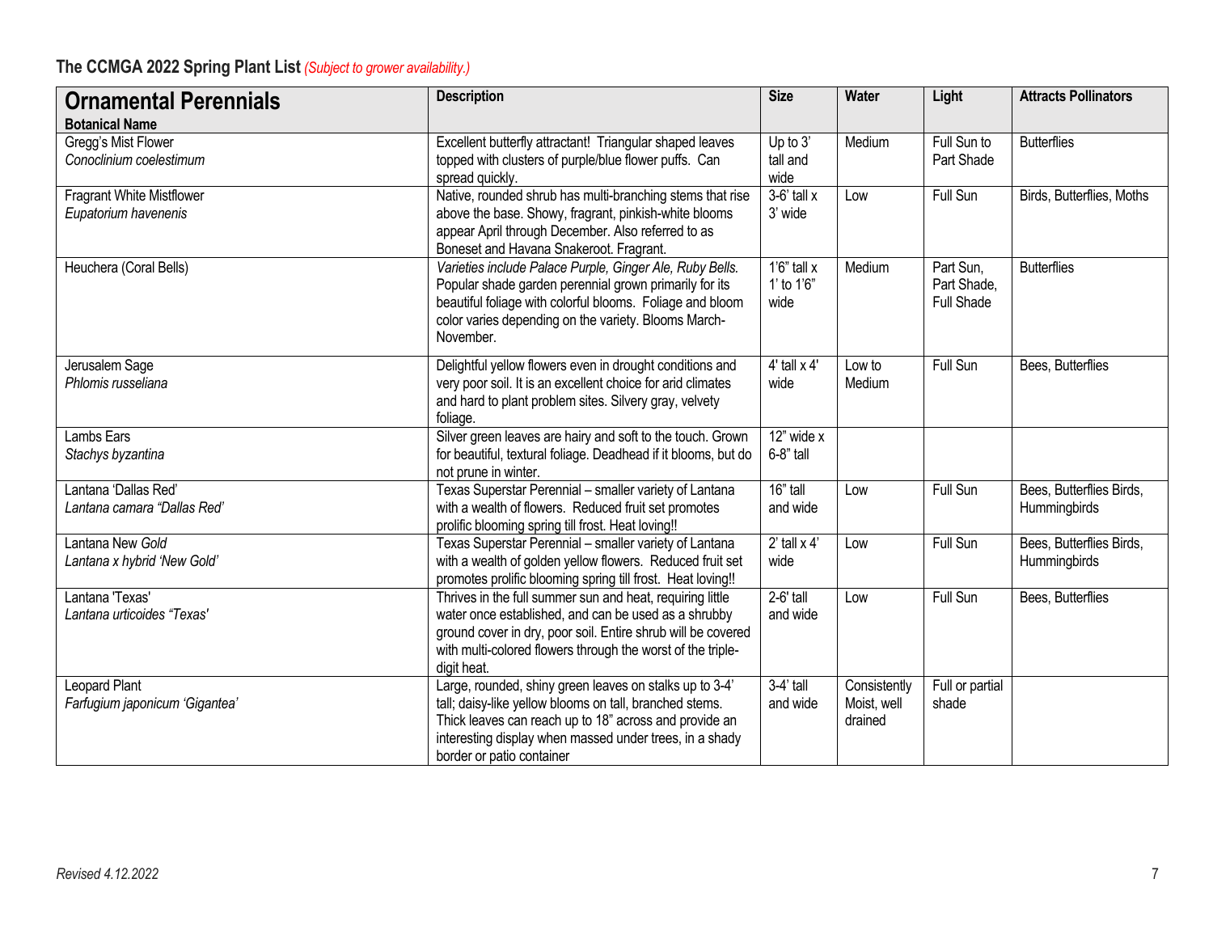**The CCMGA 2022 Spring Plant List** *(Subject to grower availability.)*

| **Ornamental Perennials**<br>**Botanical Name** | **Description** | **Size** | **Water** | **Light** | **Attracts Pollinators** |
|---|---|---|---|---|---|
| Gregg's Mist Flower<br>*Conoclinium coelestimum* | Excellent butterfly attractant! Triangular shaped leaves topped with clusters of purple/blue flower puffs. Can spread quickly. | Up to 3' tall and wide | Medium | Full Sun to Part Shade | Butterflies |
| Fragrant White Mistflower<br>*Eupatorium havenenis* | Native, rounded shrub has multi-branching stems that rise above the base. Showy, fragrant, pinkish-white blooms appear April through December. Also referred to as Boneset and Havana Snakeroot. Fragrant. | 3-6' tall x 3' wide | Low | Full Sun | Birds, Butterflies, Moths |
| Heuchera (Coral Bells) | *Varieties include Palace Purple, Ginger Ale, Ruby Bells.* Popular shade garden perennial grown primarily for its beautiful foliage with colorful blooms. Foliage and bloom color varies depending on the variety. Blooms March-November. | 1'6" tall x 1' to 1'6" wide | Medium | Part Sun, Part Shade, Full Shade | Butterflies |
| Jerusalem Sage<br>*Phlomis russeliana* | Delightful yellow flowers even in drought conditions and very poor soil. It is an excellent choice for arid climates and hard to plant problem sites. Silvery gray, velvety foliage. | 4' tall x 4' wide | Low to Medium | Full Sun | Bees, Butterflies |
| Lambs Ears<br>*Stachys byzantina* | Silver green leaves are hairy and soft to the touch. Grown for beautiful, textural foliage. Deadhead if it blooms, but do not prune in winter. | 12" wide x 6-8" tall | | | |
| Lantana 'Dallas Red'<br>*Lantana camara "Dallas Red'* | Texas Superstar Perennial – smaller variety of Lantana with a wealth of flowers. Reduced fruit set promotes prolific blooming spring till frost. Heat loving!! | 16" tall and wide | Low | Full Sun | Bees, Butterflies Birds, Hummingbirds |
| Lantana New *Gold*<br>*Lantana x hybrid 'New Gold'* | Texas Superstar Perennial – smaller variety of Lantana with a wealth of golden yellow flowers. Reduced fruit set promotes prolific blooming spring till frost. Heat loving!! | 2' tall x 4' wide | Low | Full Sun | Bees, Butterflies Birds, Hummingbirds |
| Lantana 'Texas'<br>*Lantana urticoides "Texas'* | Thrives in the full summer sun and heat, requiring little water once established, and can be used as a shrubby ground cover in dry, poor soil. Entire shrub will be covered with multi-colored flowers through the worst of the triple-digit heat. | 2-6' tall and wide | Low | Full Sun | Bees, Butterflies |
| Leopard Plant<br>*Farfugium japonicum 'Gigantea'* | Large, rounded, shiny green leaves on stalks up to 3-4' tall; daisy-like yellow blooms on tall, branched stems. Thick leaves can reach up to 18" across and provide an interesting display when massed under trees, in a shady border or patio container | 3-4' tall and wide | Consistently Moist, well drained | Full or partial shade | |

*Revised 4.12.2022*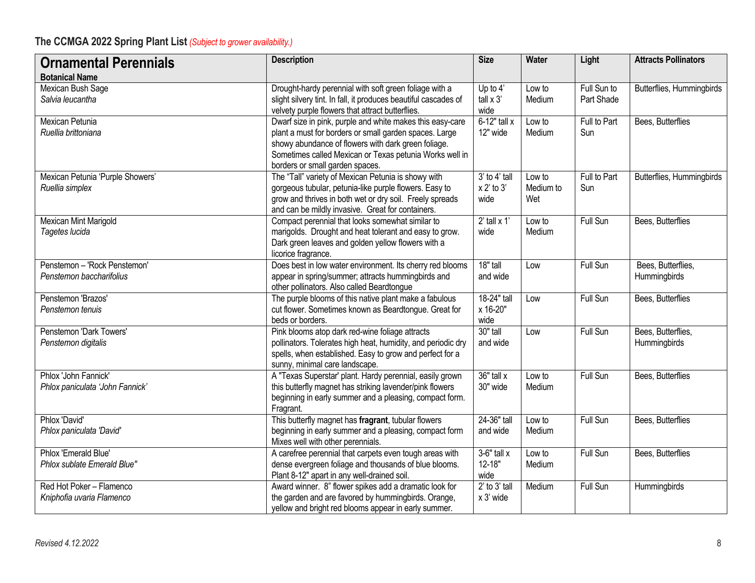## The CCMGA 2022 Spring Plant List *(Subject to grower availability.)*

| **Ornamental Perennials**<br>**Botanical Name** | **Description** | **Size** | **Water** | **Light** | **Attracts Pollinators** |
|---|---|---|---|---|---|
| Mexican Bush Sage<br>*Salvia leucantha* | Drought-hardy perennial with soft green foliage with a slight silvery tint. In fall, it produces beautiful cascades of velvety purple flowers that attract butterflies. | Up to 4' tall x 3' wide | Low to Medium | Full Sun to Part Shade | Butterflies, Hummingbirds |
| Mexican Petunia<br>*Ruellia brittoniana* | Dwarf size in pink, purple and white makes this easy-care plant a must for borders or small garden spaces. Large showy abundance of flowers with dark green foliage. Sometimes called Mexican or Texas petunia Works well in borders or small garden spaces. | 6-12" tall x 12" wide | Low to Medium | Full to Part Sun | Bees, Butterflies |
| Mexican Petunia 'Purple Showers'<br>*Ruellia simplex* | The "Tall" variety of Mexican Petunia is showy with gorgeous tubular, petunia-like purple flowers. Easy to grow and thrives in both wet or dry soil. Freely spreads and can be mildly invasive. Great for containers. | 3' to 4' tall x 2' to 3' wide | Low to Medium to Wet | Full to Part Sun | Butterflies, Hummingbirds |
| Mexican Mint Marigold<br>*Tagetes lucida* | Compact perennial that looks somewhat similar to marigolds. Drought and heat tolerant and easy to grow. Dark green leaves and golden yellow flowers with a licorice fragrance. | 2' tall x 1' wide | Low to Medium | Full Sun | Bees, Butterflies |
| Penstemon – 'Rock Penstemon'<br>*Penstemon baccharifolius* | Does best in low water environment. Its cherry red blooms appear in spring/summer; attracts hummingbirds and other pollinators. Also called Beardtongue | 18" tall and wide | Low | Full Sun | Bees, Butterflies, Hummingbirds |
| Penstemon 'Brazos'<br>*Penstemon tenuis* | The purple blooms of this native plant make a fabulous cut flower. Sometimes known as Beardtongue. Great for beds or borders. | 18-24" tall x 16-20" wide | Low | Full Sun | Bees, Butterflies |
| Penstemon 'Dark Towers'<br>*Penstemon digitalis* | Pink blooms atop dark red-wine foliage attracts pollinators. Tolerates high heat, humidity, and periodic dry spells, when established. Easy to grow and perfect for a sunny, minimal care landscape. | 30" tall and wide | Low | Full Sun | Bees, Butterflies, Hummingbirds |
| Phlox 'John Fannick'<br>*Phlox paniculata 'John Fannick'* | A "Texas Superstar' plant. Hardy perennial, easily grown this butterfly magnet has striking lavender/pink flowers beginning in early summer and a pleasing, compact form. Fragrant. | 36" tall x 30" wide | Low to Medium | Full Sun | Bees, Butterflies |
| Phlox 'David'<br>*Phlox paniculata 'David'* | This butterfly magnet has **fragrant**, tubular flowers beginning in early summer and a pleasing, compact form Mixes well with other perennials. | 24-36" tall and wide | Low to Medium | Full Sun | Bees, Butterflies |
| Phlox 'Emerald Blue'<br>*Phlox sublate Emerald Blue"* | A carefree perennial that carpets even tough areas with dense evergreen foliage and thousands of blue blooms. Plant 8-12" apart in any well-drained soil. | 3-6" tall x 12-18" wide | Low to Medium | Full Sun | Bees, Butterflies |
| Red Hot Poker – Flamenco<br>*Kniphofia uvaria Flamenco* | Award winner. 8" flower spikes add a dramatic look for the garden and are favored by hummingbirds. Orange, yellow and bright red blooms appear in early summer. | 2' to 3' tall x 3' wide | Medium | Full Sun | Hummingbirds |

*Revised 4.12.2022*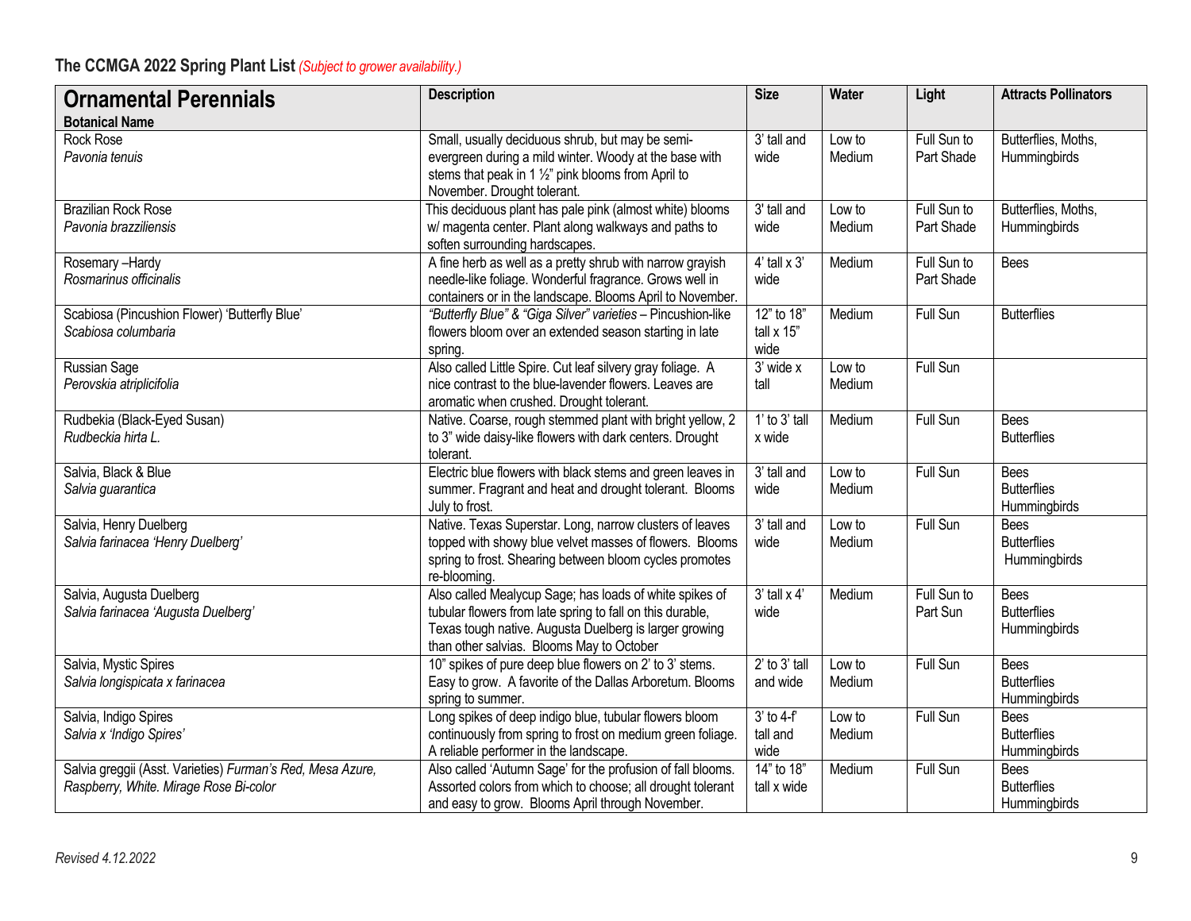**The CCMGA 2022 Spring Plant List** *(Subject to grower availability.)*

| **Ornamental Perennials**<br>**Botanical Name** | **Description** | **Size** | **Water** | **Light** | **Attracts Pollinators** |
|---|---|---|---|---|---|
| Rock Rose<br>*Pavonia tenuis* | Small, usually deciduous shrub, but may be semi-evergreen during a mild winter. Woody at the base with stems that peak in 1 ½" pink blooms from April to November. Drought tolerant. | 3' tall and wide | Low to Medium | Full Sun to Part Shade | Butterflies, Moths, Hummingbirds |
| Brazilian Rock Rose<br>*Pavonia brazziliensis* | This deciduous plant has pale pink (almost white) blooms w/ magenta center. Plant along walkways and paths to soften surrounding hardscapes. | 3' tall and wide | Low to Medium | Full Sun to Part Shade | Butterflies, Moths, Hummingbirds |
| Rosemary –Hardy<br>*Rosmarinus officinalis* | A fine herb as well as a pretty shrub with narrow grayish needle-like foliage. Wonderful fragrance. Grows well in containers or in the landscape. Blooms April to November. | 4' tall x 3' wide | Medium | Full Sun to Part Shade | Bees |
| Scabiosa (Pincushion Flower) 'Butterfly Blue'<br>*Scabiosa columbaria* | *"Butterfly Blue" & "Giga Silver" varieties* – Pincushion-like flowers bloom over an extended season starting in late spring. | 12" to 18" tall x 15" wide | Medium | Full Sun | Butterflies |
| Russian Sage<br>*Perovskia atriplicifolia* | Also called Little Spire. Cut leaf silvery gray foliage. A nice contrast to the blue-lavender flowers. Leaves are aromatic when crushed. Drought tolerant. | 3' wide x tall | Low to Medium | Full Sun | |
| Rudbekia (Black-Eyed Susan)<br>*Rudbeckia hirta L.* | Native. Coarse, rough stemmed plant with bright yellow, 2 to 3" wide daisy-like flowers with dark centers. Drought tolerant. | 1' to 3' tall x wide | Medium | Full Sun | Bees<br>Butterflies |
| Salvia, Black & Blue<br>*Salvia guarantica* | Electric blue flowers with black stems and green leaves in summer. Fragrant and heat and drought tolerant. Blooms July to frost. | 3' tall and wide | Low to Medium | Full Sun | Bees<br>Butterflies<br>Hummingbirds |
| Salvia, Henry Duelberg<br>*Salvia farinacea 'Henry Duelberg'* | Native. Texas Superstar. Long, narrow clusters of leaves topped with showy blue velvet masses of flowers. Blooms spring to frost. Shearing between bloom cycles promotes re-blooming. | 3' tall and wide | Low to Medium | Full Sun | Bees<br>Butterflies<br>Hummingbirds |
| Salvia, Augusta Duelberg<br>*Salvia farinacea 'Augusta Duelberg'* | Also called Mealycup Sage; has loads of white spikes of tubular flowers from late spring to fall on this durable, Texas tough native. Augusta Duelberg is larger growing than other salvias. Blooms May to October | 3' tall x 4' wide | Medium | Full Sun to Part Sun | Bees<br>Butterflies<br>Hummingbirds |
| Salvia, Mystic Spires<br>*Salvia longispicata x farinacea* | 10" spikes of pure deep blue flowers on 2' to 3' stems. Easy to grow. A favorite of the Dallas Arboretum. Blooms spring to summer. | 2' to 3' tall and wide | Low to Medium | Full Sun | Bees<br>Butterflies<br>Hummingbirds |
| Salvia, Indigo Spires<br>*Salvia x 'Indigo Spires'* | Long spikes of deep indigo blue, tubular flowers bloom continuously from spring to frost on medium green foliage. A reliable performer in the landscape. | 3' to 4-f' tall and wide | Low to Medium | Full Sun | Bees<br>Butterflies<br>Hummingbirds |
| Salvia greggii (Asst. Varieties) *Furman's Red, Mesa Azure, Raspberry, White. Mirage Rose Bi-color* | Also called 'Autumn Sage' for the profusion of fall blooms. Assorted colors from which to choose; all drought tolerant and easy to grow. Blooms April through November. | 14" to 18" tall x wide | Medium | Full Sun | Bees<br>Butterflies<br>Hummingbirds |

*Revised 4.12.2022*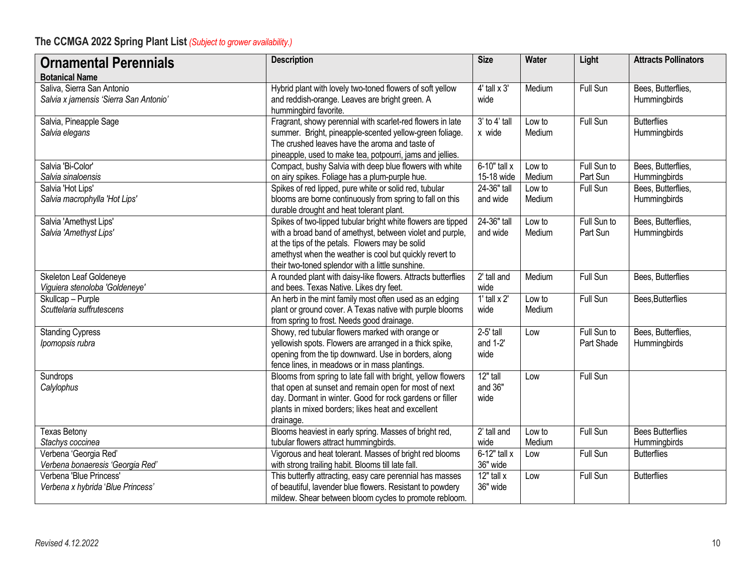## The CCMGA 2022 Spring Plant List *(Subject to grower availability.)*

| **Ornamental Perennials**<br>**Botanical Name** | **Description** | **Size** | **Water** | **Light** | **Attracts Pollinators** |
|---|---|---|---|---|---|
| Saliva, Sierra San Antonio<br>*Salvia x jamensis 'Sierra San Antonio'* | Hybrid plant with lovely two-toned flowers of soft yellow and reddish-orange. Leaves are bright green. A hummingbird favorite. | 4' tall x 3' wide | Medium | Full Sun | Bees, Butterflies, Hummingbirds |
| Salvia, Pineapple Sage<br>*Salvia elegans* | Fragrant, showy perennial with scarlet-red flowers in late summer. Bright, pineapple-scented yellow-green foliage. The crushed leaves have the aroma and taste of pineapple, used to make tea, potpourri, jams and jellies. | 3' to 4' tall x wide | Low to Medium | Full Sun | Butterflies Hummingbirds |
| Salvia 'Bi-Color'<br>*Salvia sinaloensis* | Compact, bushy Salvia with deep blue flowers with white on airy spikes. Foliage has a plum-purple hue. | 6-10" tall x 15-18 wide | Low to Medium | Full Sun to Part Sun | Bees, Butterflies, Hummingbirds |
| Salvia 'Hot Lips'<br>*Salvia macrophylla 'Hot Lips'* | Spikes of red lipped, pure white or solid red, tubular blooms are borne continuously from spring to fall on this durable drought and heat tolerant plant. | 24-36" tall and wide | Low to Medium | Full Sun | Bees, Butterflies, Hummingbirds |
| Salvia 'Amethyst Lips'<br>*Salvia 'Amethyst Lips'* | Spikes of two-lipped tubular bright white flowers are tipped with a broad band of amethyst, between violet and purple, at the tips of the petals. Flowers may be solid amethyst when the weather is cool but quickly revert to their two-toned splendor with a little sunshine. | 24-36" tall and wide | Low to Medium | Full Sun to Part Sun | Bees, Butterflies, Hummingbirds |
| Skeleton Leaf Goldeneye<br>*Viguiera stenoloba 'Goldeneye'* | A rounded plant with daisy-like flowers. Attracts butterflies and bees. Texas Native. Likes dry feet. | 2' tall and wide | Medium | Full Sun | Bees, Butterflies |
| Skullcap – Purple<br>*Scuttelaria suffrutescens* | An herb in the mint family most often used as an edging plant or ground cover. A Texas native with purple blooms from spring to frost. Needs good drainage. | 1' tall x 2' wide | Low to Medium | Full Sun | Bees,Butterflies |
| Standing Cypress<br>*Ipomopsis rubra* | Showy, red tubular flowers marked with orange or yellowish spots. Flowers are arranged in a thick spike, opening from the tip downward. Use in borders, along fence lines, in meadows or in mass plantings. | 2-5' tall and 1-2' wide | Low | Full Sun to Part Shade | Bees, Butterflies, Hummingbirds |
| Sundrops<br>*Calylophus* | Blooms from spring to late fall with bright, yellow flowers that open at sunset and remain open for most of next day. Dormant in winter. Good for rock gardens or filler plants in mixed borders; likes heat and excellent drainage. | 12" tall and 36" wide | Low | Full Sun | |
| Texas Betony<br>*Stachys coccinea* | Blooms heaviest in early spring. Masses of bright red, tubular flowers attract hummingbirds. | 2' tall and wide | Low to Medium | Full Sun | Bees Butterflies Hummingbirds |
| Verbena 'Georgia Red'<br>*Verbena bonaeresis 'Georgia Red'* | Vigorous and heat tolerant. Masses of bright red blooms with strong trailing habit. Blooms till late fall. | 6-12" tall x 36" wide | Low | Full Sun | Butterflies |
| Verbena 'Blue Princess'<br>*Verbena x hybrida 'Blue Princess'* | This butterfly attracting, easy care perennial has masses of beautiful, lavender blue flowers. Resistant to powdery mildew. Shear between bloom cycles to promote rebloom. | 12" tall x 36" wide | Low | Full Sun | Butterflies |

*Revised 4.12.2022*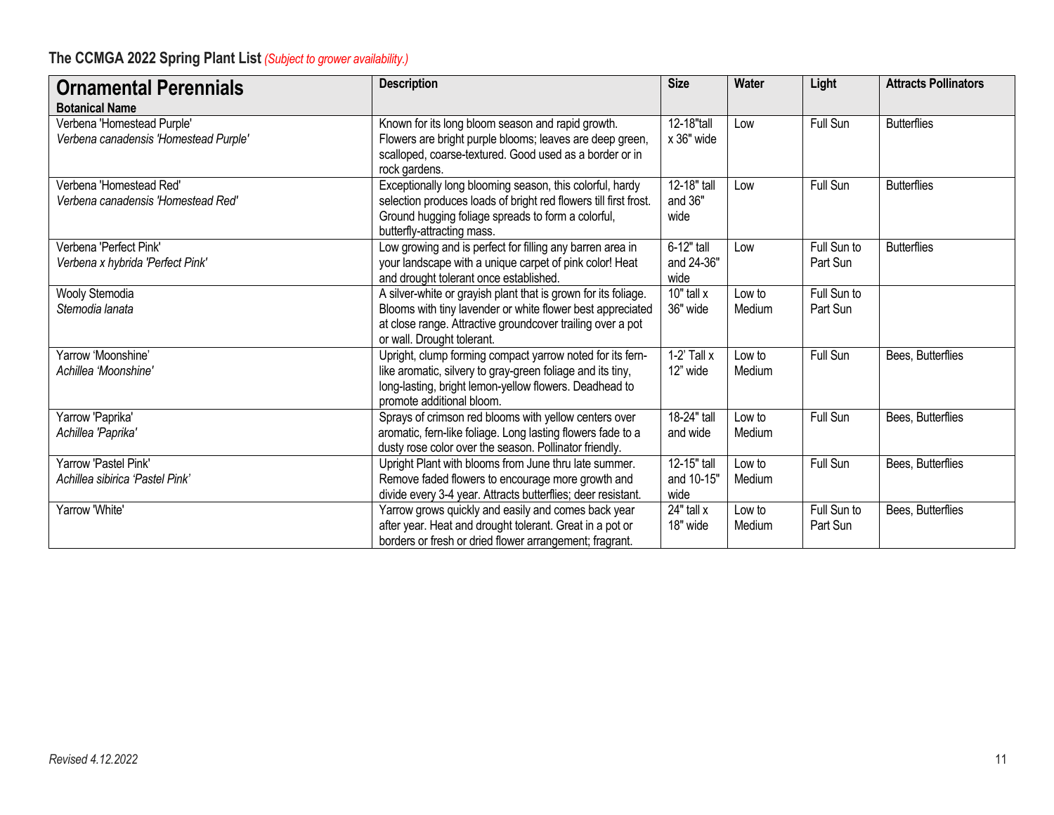**The CCMGA 2022 Spring Plant List** *(Subject to grower availability.)*

| **Ornamental Perennials**<br>**Botanical Name** | **Description** | **Size** | **Water** | **Light** | **Attracts Pollinators** |
|---|---|---|---|---|---|
| Verbena 'Homestead Purple'<br>*Verbena canadensis 'Homestead Purple'* | Known for its long bloom season and rapid growth. Flowers are bright purple blooms; leaves are deep green, scalloped, coarse-textured. Good used as a border or in rock gardens. | 12-18"tall x 36" wide | Low | Full Sun | Butterflies |
| Verbena 'Homestead Red'<br>*Verbena canadensis 'Homestead Red'* | Exceptionally long blooming season, this colorful, hardy selection produces loads of bright red flowers till first frost. Ground hugging foliage spreads to form a colorful, butterfly-attracting mass. | 12-18" tall and 36" wide | Low | Full Sun | Butterflies |
| Verbena 'Perfect Pink'<br>*Verbena x hybrida 'Perfect Pink'* | Low growing and is perfect for filling any barren area in your landscape with a unique carpet of pink color! Heat and drought tolerant once established. | 6-12" tall and 24-36" wide | Low | Full Sun to Part Sun | Butterflies |
| Wooly Stemodia<br>*Stemodia lanata* | A silver-white or grayish plant that is grown for its foliage. Blooms with tiny lavender or white flower best appreciated at close range. Attractive groundcover trailing over a pot or wall. Drought tolerant. | 10" tall x 36" wide | Low to Medium | Full Sun to Part Sun | |
| Yarrow 'Moonshine'<br>*Achillea 'Moonshine'* | Upright, clump forming compact yarrow noted for its fern-like aromatic, silvery to gray-green foliage and its tiny, long-lasting, bright lemon-yellow flowers. Deadhead to promote additional bloom. | 1-2' Tall x 12" wide | Low to Medium | Full Sun | Bees, Butterflies |
| Yarrow 'Paprika'<br>*Achillea 'Paprika'* | Sprays of crimson red blooms with yellow centers over aromatic, fern-like foliage. Long lasting flowers fade to a dusty rose color over the season. Pollinator friendly. | 18-24" tall and wide | Low to Medium | Full Sun | Bees, Butterflies |
| Yarrow 'Pastel Pink'<br>*Achillea sibirica 'Pastel Pink'* | Upright Plant with blooms from June thru late summer. Remove faded flowers to encourage more growth and divide every 3-4 year. Attracts butterflies; deer resistant. | 12-15" tall and 10-15" wide | Low to Medium | Full Sun | Bees, Butterflies |
| Yarrow 'White' | Yarrow grows quickly and easily and comes back year after year. Heat and drought tolerant. Great in a pot or borders or fresh or dried flower arrangement; fragrant. | 24" tall x 18" wide | Low to Medium | Full Sun to Part Sun | Bees, Butterflies |

*Revised 4.12.2022*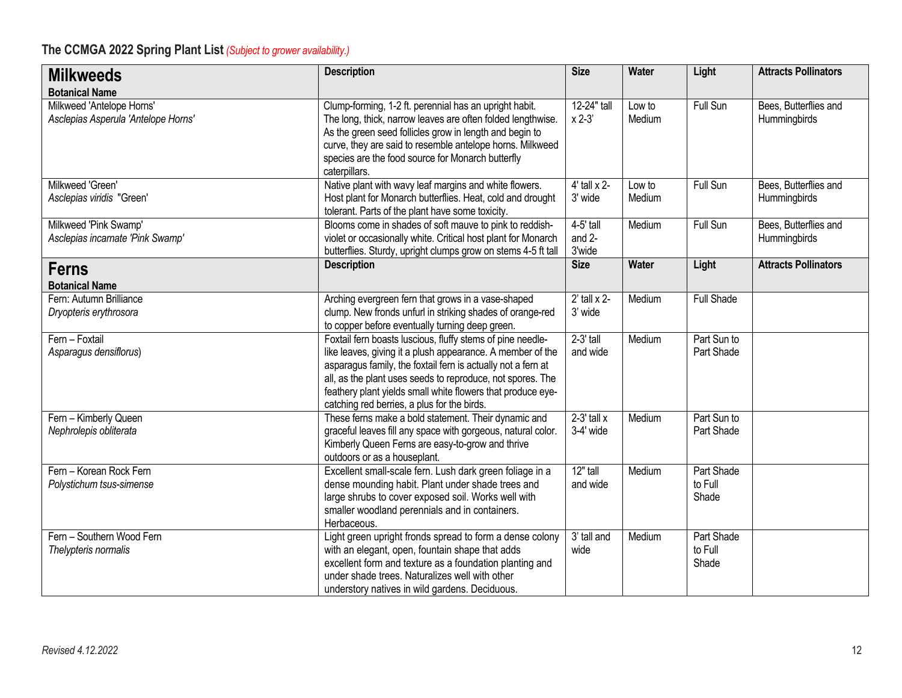## The CCMGA 2022 Spring Plant List *(Subject to grower availability.)*

| **Milkweeds** Botanical Name | Description | Size | Water | Light | Attracts Pollinators |
|---|---|---|---|---|---|
| Milkweed 'Antelope Horns' *Asclepias Asperula 'Antelope Horns'* | Clump-forming, 1-2 ft. perennial has an upright habit. The long, thick, narrow leaves are often folded lengthwise. As the green seed follicles grow in length and begin to curve, they are said to resemble antelope horns. Milkweed species are the food source for Monarch butterfly caterpillars. | 12-24" tall x 2-3' | Low to Medium | Full Sun | Bees, Butterflies and Hummingbirds |
| Milkweed 'Green' *Asclepias viridis* "Green' | Native plant with wavy leaf margins and white flowers. Host plant for Monarch butterflies. Heat, cold and drought tolerant. Parts of the plant have some toxicity. | 4' tall x 2-3' wide | Low to Medium | Full Sun | Bees, Butterflies and Hummingbirds |
| Milkweed 'Pink Swamp' *Asclepias incarnate 'Pink Swamp'* | Blooms come in shades of soft mauve to pink to reddish-violet or occasionally white. Critical host plant for Monarch butterflies. Sturdy, upright clumps grow on stems 4-5 ft tall | 4-5' tall and 2-3'wide | Medium | Full Sun | Bees, Butterflies and Hummingbirds |
| **Ferns** Botanical Name | **Description** | **Size** | **Water** | **Light** | **Attracts Pollinators** |
| Fern: Autumn Brilliance *Dryopteris erythrosora* | Arching evergreen fern that grows in a vase-shaped clump. New fronds unfurl in striking shades of orange-red to copper before eventually turning deep green. | 2' tall x 2-3' wide | Medium | Full Shade | |
| Fern – Foxtail *Asparagus densiflorus*) | Foxtail fern boasts luscious, fluffy stems of pine needle-like leaves, giving it a plush appearance. A member of the asparagus family, the foxtail fern is actually not a fern at all, as the plant uses seeds to reproduce, not spores. The feathery plant yields small white flowers that produce eye-catching red berries, a plus for the birds. | 2-3' tall and wide | Medium | Part Sun to Part Shade | |
| Fern – Kimberly Queen *Nephrolepis obliterata* | These ferns make a bold statement. Their dynamic and graceful leaves fill any space with gorgeous, natural color. Kimberly Queen Ferns are easy-to-grow and thrive outdoors or as a houseplant. | 2-3' tall x 3-4' wide | Medium | Part Sun to Part Shade | |
| Fern – Korean Rock Fern *Polystichum tsus-simense* | Excellent small-scale fern. Lush dark green foliage in a dense mounding habit. Plant under shade trees and large shrubs to cover exposed soil. Works well with smaller woodland perennials and in containers. Herbaceous. | 12" tall and wide | Medium | Part Shade to Full Shade | |
| Fern – Southern Wood Fern *Thelypteris normalis* | Light green upright fronds spread to form a dense colony with an elegant, open, fountain shape that adds excellent form and texture as a foundation planting and under shade trees. Naturalizes well with other understory natives in wild gardens. Deciduous. | 3' tall and wide | Medium | Part Shade to Full Shade | |

*Revised 4.12.2022*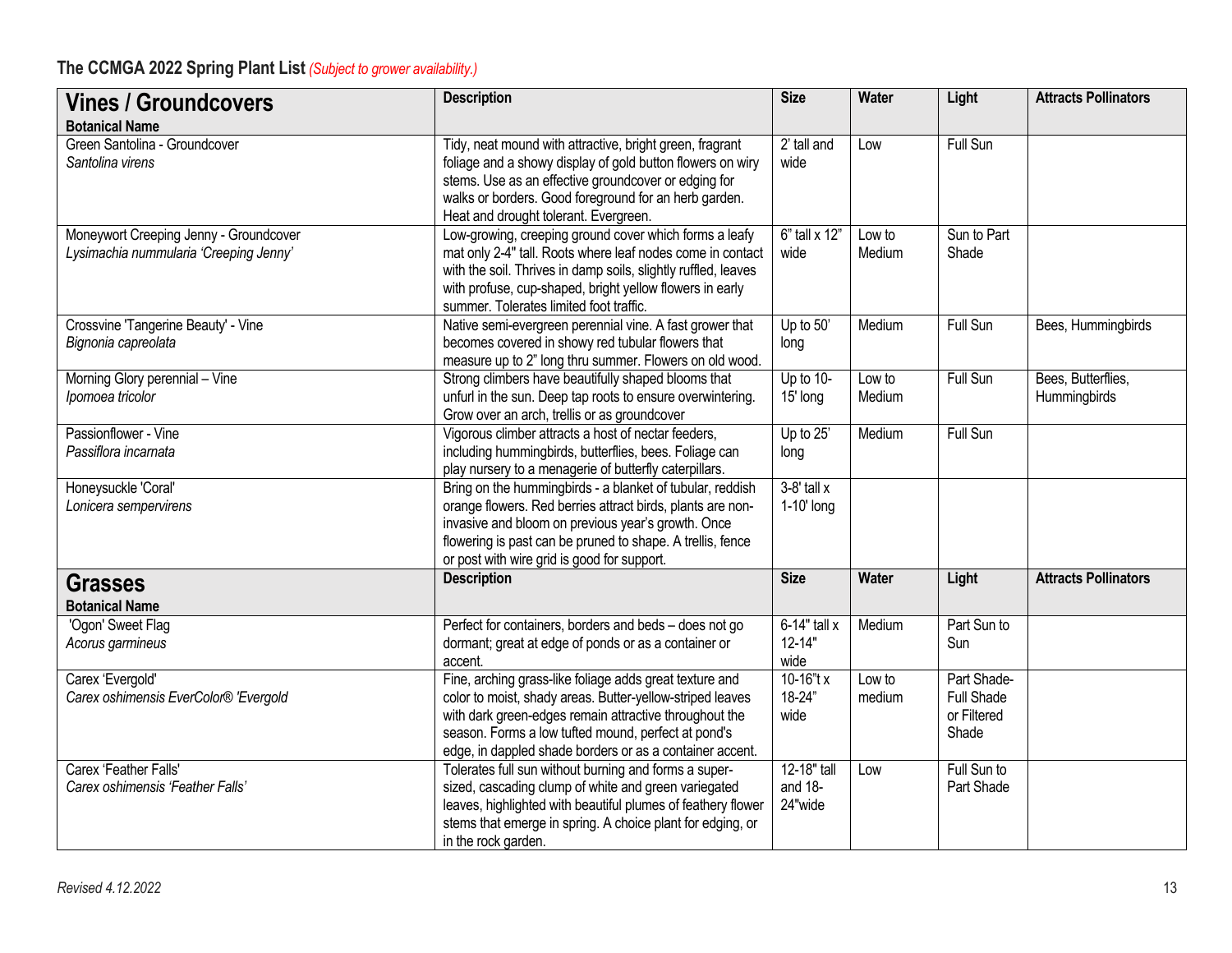**The CCMGA 2022 Spring Plant List** *(Subject to grower availability.)*

| **Vines / Groundcovers**<br>**Botanical Name** | **Description** | **Size** | **Water** | **Light** | **Attracts Pollinators** |
|---|---|---|---|---|---|
| Green Santolina - Groundcover<br>*Santolina virens* | Tidy, neat mound with attractive, bright green, fragrant foliage and a showy display of gold button flowers on wiry stems. Use as an effective groundcover or edging for walks or borders. Good foreground for an herb garden. Heat and drought tolerant. Evergreen. | 2' tall and wide | Low | Full Sun | |
| Moneywort Creeping Jenny - Groundcover<br>*Lysimachia nummularia 'Creeping Jenny'* | Low-growing, creeping ground cover which forms a leafy mat only 2-4" tall. Roots where leaf nodes come in contact with the soil. Thrives in damp soils, slightly ruffled, leaves with profuse, cup-shaped, bright yellow flowers in early summer. Tolerates limited foot traffic. | 6" tall x 12" wide | Low to Medium | Sun to Part Shade | |
| Crossvine 'Tangerine Beauty' - Vine<br>*Bignonia capreolata* | Native semi-evergreen perennial vine. A fast grower that becomes covered in showy red tubular flowers that measure up to 2" long thru summer. Flowers on old wood. | Up to 50' long | Medium | Full Sun | Bees, Hummingbirds |
| Morning Glory perennial – Vine<br>*Ipomoea tricolor* | Strong climbers have beautifully shaped blooms that unfurl in the sun. Deep tap roots to ensure overwintering. Grow over an arch, trellis or as groundcover | Up to 10-15' long | Low to Medium | Full Sun | Bees, Butterflies, Hummingbirds |
| Passionflower - Vine<br>*Passiflora incarnata* | Vigorous climber attracts a host of nectar feeders, including hummingbirds, butterflies, bees. Foliage can play nursery to a menagerie of butterfly caterpillars. | Up to 25' long | Medium | Full Sun | |
| Honeysuckle 'Coral'<br>*Lonicera sempervirens* | Bring on the hummingbirds - a blanket of tubular, reddish orange flowers. Red berries attract birds, plants are non-invasive and bloom on previous year's growth. Once flowering is past can be pruned to shape. A trellis, fence or post with wire grid is good for support. | 3-8' tall x 1-10' long | | | |

| **Grasses**<br>**Botanical Name** | **Description** | **Size** | **Water** | **Light** | **Attracts Pollinators** |
|---|---|---|---|---|---|
| 'Ogon' Sweet Flag<br>*Acorus garmineus* | Perfect for containers, borders and beds – does not go dormant; great at edge of ponds or as a container or accent. | 6-14" tall x 12-14" wide | Medium | Part Sun to Sun | |
| Carex 'Evergold'<br>*Carex oshimensis EverColor® 'Evergold* | Fine, arching grass-like foliage adds great texture and color to moist, shady areas. Butter-yellow-striped leaves with dark green-edges remain attractive throughout the season. Forms a low tufted mound, perfect at pond's edge, in dappled shade borders or as a container accent. | 10-16"t x 18-24" wide | Low to medium | Part Shade-Full Shade or Filtered Shade | |
| Carex 'Feather Falls'<br>*Carex oshimensis 'Feather Falls'* | Tolerates full sun without burning and forms a super-sized, cascading clump of white and green variegated leaves, highlighted with beautiful plumes of feathery flower stems that emerge in spring. A choice plant for edging, or in the rock garden. | 12-18" tall and 18-24"wide | Low | Full Sun to Part Shade | |

*Revised 4.12.2022*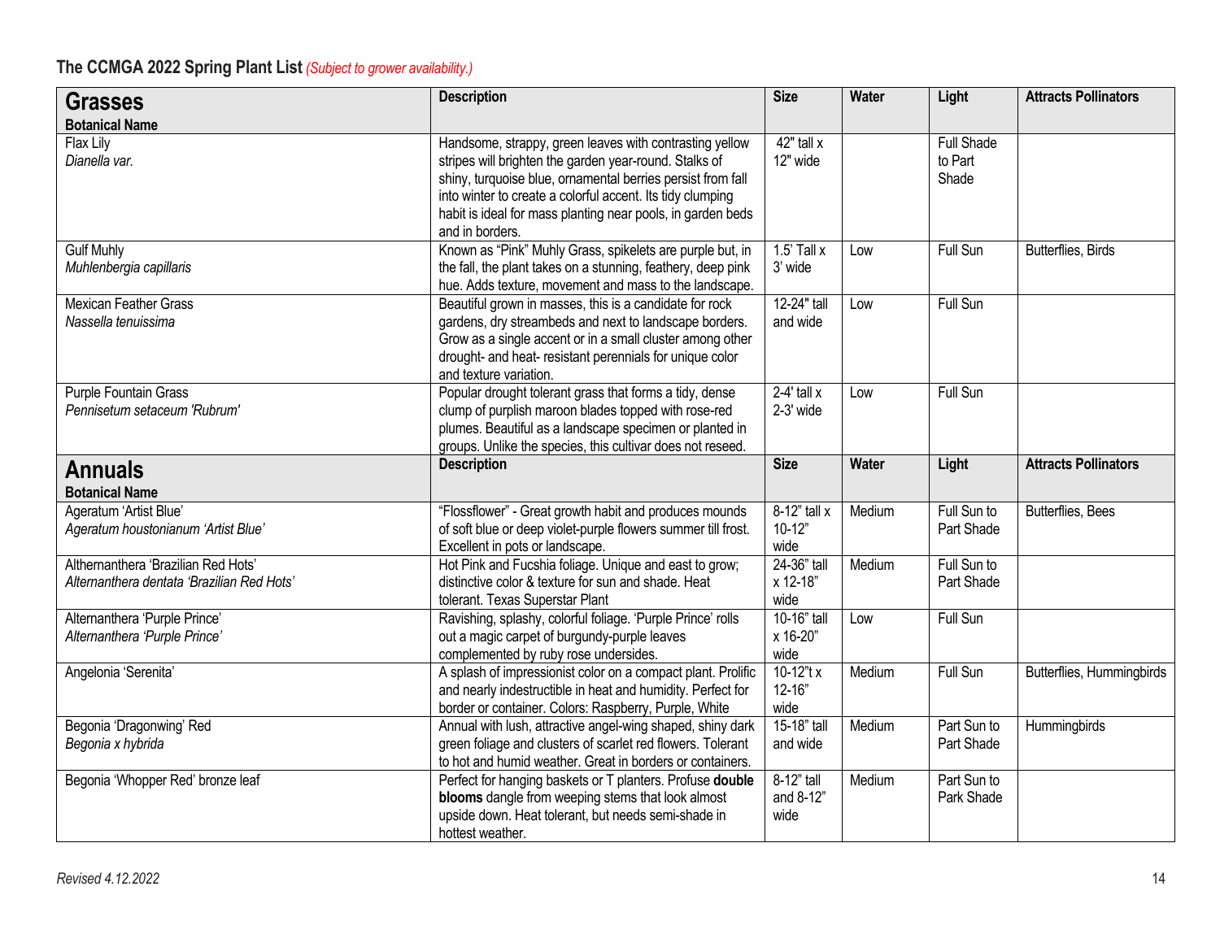**The CCMGA 2022 Spring Plant List** *(Subject to grower availability.)*

| **Grasses**<br>**Botanical Name** | **Description** | **Size** | **Water** | **Light** | **Attracts Pollinators** |
|---|---|---|---|---|---|
| Flax Lily<br>*Dianella var.* | Handsome, strappy, green leaves with contrasting yellow stripes will brighten the garden year-round. Stalks of shiny, turquoise blue, ornamental berries persist from fall into winter to create a colorful accent. Its tidy clumping habit is ideal for mass planting near pools, in garden beds and in borders. | 42" tall x 12" wide | | Full Shade to Part Shade | |
| Gulf Muhly<br>*Muhlenbergia capillaris* | Known as "Pink" Muhly Grass, spikelets are purple but, in the fall, the plant takes on a stunning, feathery, deep pink hue. Adds texture, movement and mass to the landscape. | 1.5' Tall x 3' wide | Low | Full Sun | Butterflies, Birds |
| Mexican Feather Grass<br>*Nassella tenuissima* | Beautiful grown in masses, this is a candidate for rock gardens, dry streambeds and next to landscape borders. Grow as a single accent or in a small cluster among other drought- and heat- resistant perennials for unique color and texture variation. | 12-24" tall and wide | Low | Full Sun | |
| Purple Fountain Grass<br>*Pennisetum setaceum 'Rubrum'* | Popular drought tolerant grass that forms a tidy, dense clump of purplish maroon blades topped with rose-red plumes. Beautiful as a landscape specimen or planted in groups. Unlike the species, this cultivar does not reseed. | 2-4' tall x 2-3' wide | Low | Full Sun | |

| **Annuals**<br>**Botanical Name** | **Description** | **Size** | **Water** | **Light** | **Attracts Pollinators** |
|---|---|---|---|---|---|
| Ageratum 'Artist Blue'<br>*Ageratum houstonianum 'Artist Blue'* | "Flossflower" - Great growth habit and produces mounds of soft blue or deep violet-purple flowers summer till frost. Excellent in pots or landscape. | 8-12" tall x 10-12" wide | Medium | Full Sun to Part Shade | Butterflies, Bees |
| Althernanthera 'Brazilian Red Hots'<br>*Alternanthera dentata 'Brazilian Red Hots'* | Hot Pink and Fucshia foliage. Unique and east to grow; distinctive color & texture for sun and shade. Heat tolerant. Texas Superstar Plant | 24-36" tall x 12-18" wide | Medium | Full Sun to Part Shade | |
| Alternanthera 'Purple Prince'<br>*Alternanthera 'Purple Prince'* | Ravishing, splashy, colorful foliage. 'Purple Prince' rolls out a magic carpet of burgundy-purple leaves complemented by ruby rose undersides. | 10-16" tall x 16-20" wide | Low | Full Sun | |
| Angelonia 'Serenita' | A splash of impressionist color on a compact plant. Prolific and nearly indestructible in heat and humidity. Perfect for border or container. Colors: Raspberry, Purple, White | 10-12"t x 12-16" wide | Medium | Full Sun | Butterflies, Hummingbirds |
| Begonia 'Dragonwing' Red<br>*Begonia x hybrida* | Annual with lush, attractive angel-wing shaped, shiny dark green foliage and clusters of scarlet red flowers. Tolerant to hot and humid weather. Great in borders or containers. | 15-18" tall and wide | Medium | Part Sun to Part Shade | Hummingbirds |
| Begonia 'Whopper Red' bronze leaf | Perfect for hanging baskets or T planters. Profuse **double blooms** dangle from weeping stems that look almost upside down. Heat tolerant, but needs semi-shade in hottest weather. | 8-12" tall and 8-12" wide | Medium | Part Sun to Park Shade | |

*Revised 4.12.2022*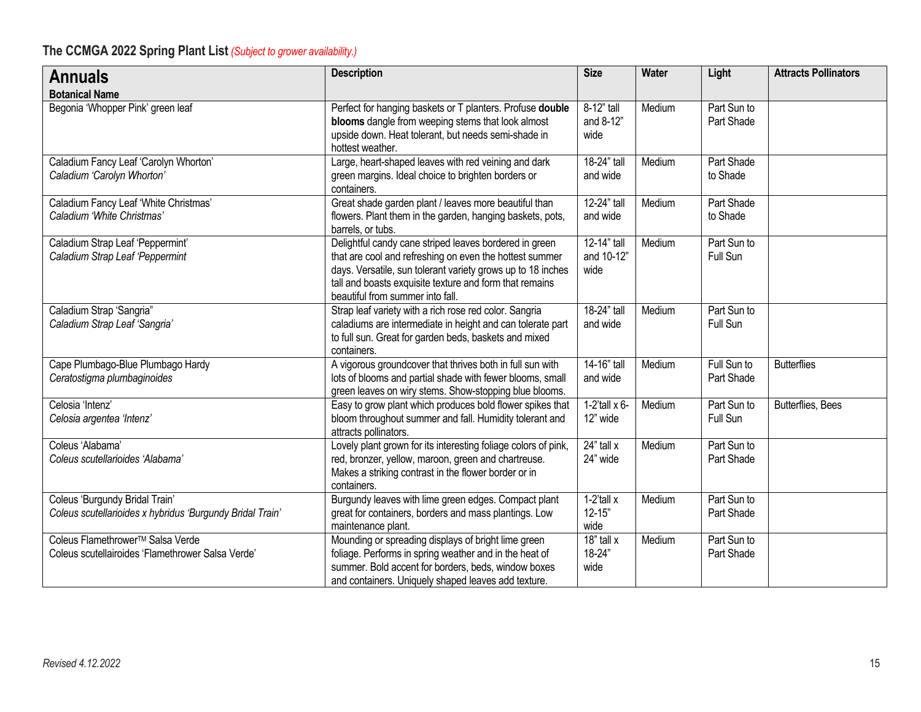## The CCMGA 2022 Spring Plant List *(Subject to grower availability.)*

| **Annuals**<br>**Botanical Name** | **Description** | **Size** | **Water** | **Light** | **Attracts Pollinators** |
|---|---|---|---|---|---|
| Begonia 'Whopper Pink' green leaf | Perfect for hanging baskets or T planters. Profuse **double blooms** dangle from weeping stems that look almost upside down. Heat tolerant, but needs semi-shade in hottest weather. | 8-12" tall and 8-12" wide | Medium | Part Sun to Part Shade | |
| Caladium Fancy Leaf 'Carolyn Whorton'<br>*Caladium 'Carolyn Whorton'* | Large, heart-shaped leaves with red veining and dark green margins. Ideal choice to brighten borders or containers. | 18-24" tall and wide | Medium | Part Shade to Shade | |
| Caladium Fancy Leaf 'White Christmas'<br>*Caladium 'White Christmas'* | Great shade garden plant / leaves more beautiful than flowers. Plant them in the garden, hanging baskets, pots, barrels, or tubs. | 12-24" tall and wide | Medium | Part Shade to Shade | |
| Caladium Strap Leaf 'Peppermint'<br>*Caladium Strap Leaf 'Peppermint* | Delightful candy cane striped leaves bordered in green that are cool and refreshing on even the hottest summer days. Versatile, sun tolerant variety grows up to 18 inches tall and boasts exquisite texture and form that remains beautiful from summer into fall. | 12-14" tall and 10-12" wide | Medium | Part Sun to Full Sun | |
| Caladium Strap 'Sangria"<br>*Caladium Strap Leaf 'Sangria'* | Strap leaf variety with a rich rose red color. Sangria caladiums are intermediate in height and can tolerate part to full sun. Great for garden beds, baskets and mixed containers. | 18-24" tall and wide | Medium | Part Sun to Full Sun | |
| Cape Plumbago-Blue Plumbago Hardy<br>*Ceratostigma plumbaginoides* | A vigorous groundcover that thrives both in full sun with lots of blooms and partial shade with fewer blooms, small green leaves on wiry stems. Show-stopping blue blooms. | 14-16" tall and wide | Medium | Full Sun to Part Shade | Butterflies |
| Celosia 'Intenz'<br>*Celosia argentea 'Intenz'* | Easy to grow plant which produces bold flower spikes that bloom throughout summer and fall. Humidity tolerant and attracts pollinators. | 1-2'tall x 6-12" wide | Medium | Part Sun to Full Sun | Butterflies, Bees |
| Coleus 'Alabama'<br>*Coleus scutellarioides 'Alabama'* | Lovely plant grown for its interesting foliage colors of pink, red, bronzer, yellow, maroon, green and chartreuse. Makes a striking contrast in the flower border or in containers. | 24" tall x 24" wide | Medium | Part Sun to Part Shade | |
| Coleus 'Burgundy Bridal Train'<br>*Coleus scutellarioides x hybridus 'Burgundy Bridal Train'* | Burgundy leaves with lime green edges. Compact plant great for containers, borders and mass plantings. Low maintenance plant. | 1-2'tall x 12-15" wide | Medium | Part Sun to Part Shade | |
| Coleus Flamethrower™ Salsa Verde<br>Coleus scutellairoides 'Flamethrower Salsa Verde' | Mounding or spreading displays of bright lime green foliage. Performs in spring weather and in the heat of summer. Bold accent for borders, beds, window boxes and containers. Uniquely shaped leaves add texture. | 18" tall x 18-24" wide | Medium | Part Sun to Part Shade | |

*Revised 4.12.2022*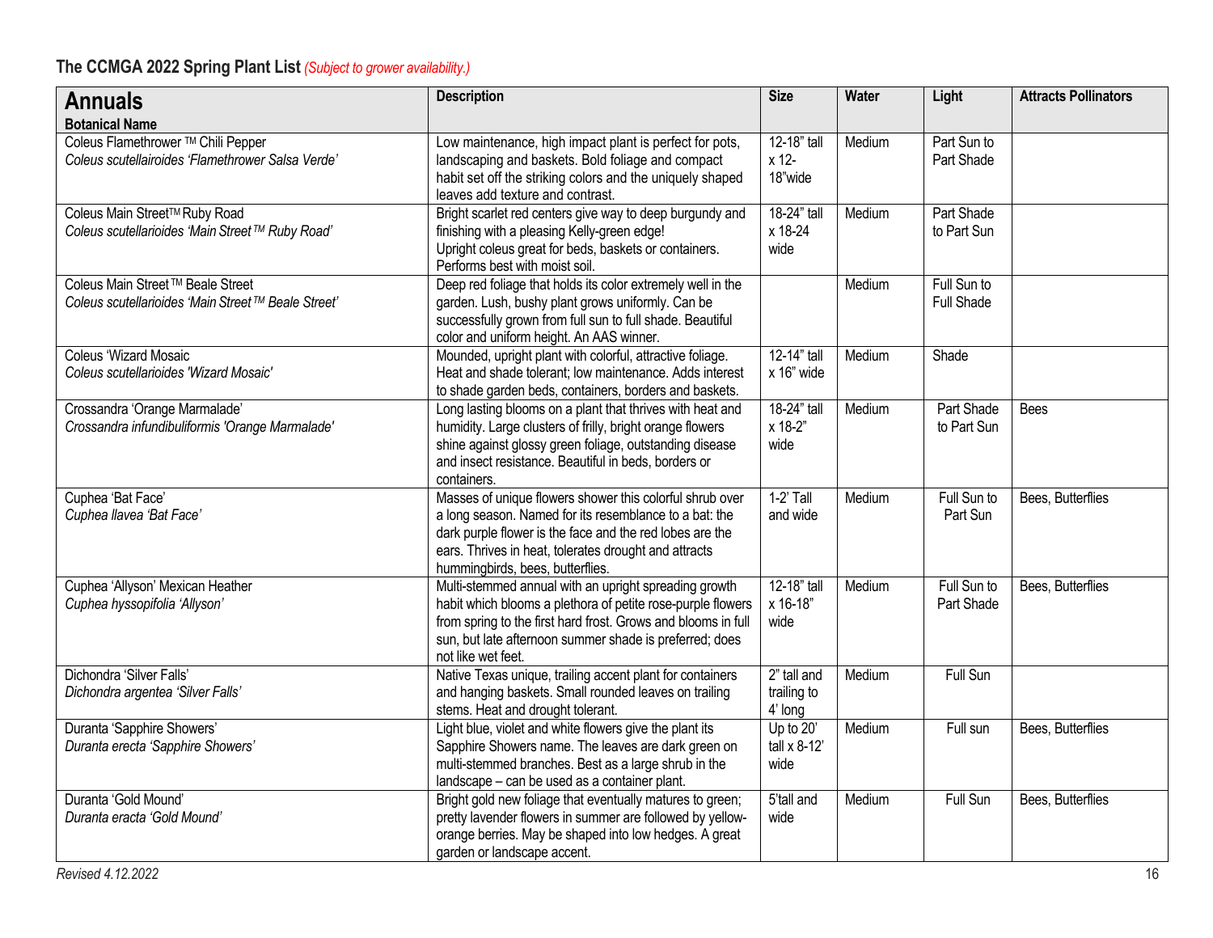**The CCMGA 2022 Spring Plant List** *(Subject to grower availability.)*

| **Annuals**<br>**Botanical Name** | **Description** | **Size** | **Water** | **Light** | **Attracts Pollinators** |
|---|---|---|---|---|---|
| Coleus Flamethrower ™ Chili Pepper<br>*Coleus scutellairoides 'Flamethrower Salsa Verde'* | Low maintenance, high impact plant is perfect for pots, landscaping and baskets. Bold foliage and compact habit set off the striking colors and the uniquely shaped leaves add texture and contrast. | 12-18" tall x 12-18"wide | Medium | Part Sun to Part Shade | |
| Coleus Main Street™ Ruby Road<br>*Coleus scutellarioides 'Main Street™ Ruby Road'* | Bright scarlet red centers give way to deep burgundy and finishing with a pleasing Kelly-green edge! Upright coleus great for beds, baskets or containers. Performs best with moist soil. | 18-24" tall x 18-24 wide | Medium | Part Shade to Part Sun | |
| Coleus Main Street™ Beale Street<br>*Coleus scutellarioides 'Main Street™ Beale Street'* | Deep red foliage that holds its color extremely well in the garden. Lush, bushy plant grows uniformly. Can be successfully grown from full sun to full shade. Beautiful color and uniform height. An AAS winner. | | Medium | Full Sun to Full Shade | |
| Coleus 'Wizard Mosaic<br>*Coleus scutellarioides 'Wizard Mosaic'* | Mounded, upright plant with colorful, attractive foliage. Heat and shade tolerant; low maintenance. Adds interest to shade garden beds, containers, borders and baskets. | 12-14" tall x 16" wide | Medium | Shade | |
| Crossandra 'Orange Marmalade'<br>*Crossandra infundibuliformis 'Orange Marmalade'* | Long lasting blooms on a plant that thrives with heat and humidity. Large clusters of frilly, bright orange flowers shine against glossy green foliage, outstanding disease and insect resistance. Beautiful in beds, borders or containers. | 18-24" tall x 18-2" wide | Medium | Part Shade to Part Sun | Bees |
| Cuphea 'Bat Face'<br>*Cuphea llavea 'Bat Face'* | Masses of unique flowers shower this colorful shrub over a long season. Named for its resemblance to a bat: the dark purple flower is the face and the red lobes are the ears. Thrives in heat, tolerates drought and attracts hummingbirds, bees, butterflies. | 1-2' Tall and wide | Medium | Full Sun to Part Sun | Bees, Butterflies |
| Cuphea 'Allyson' Mexican Heather<br>*Cuphea hyssopifolia 'Allyson'* | Multi-stemmed annual with an upright spreading growth habit which blooms a plethora of petite rose-purple flowers from spring to the first hard frost. Grows and blooms in full sun, but late afternoon summer shade is preferred; does not like wet feet. | 12-18" tall x 16-18" wide | Medium | Full Sun to Part Shade | Bees, Butterflies |
| Dichondra 'Silver Falls'<br>*Dichondra argentea 'Silver Falls'* | Native Texas unique, trailing accent plant for containers and hanging baskets. Small rounded leaves on trailing stems. Heat and drought tolerant. | 2" tall and trailing to 4' long | Medium | Full Sun | |
| Duranta 'Sapphire Showers'<br>*Duranta erecta 'Sapphire Showers'* | Light blue, violet and white flowers give the plant its Sapphire Showers name. The leaves are dark green on multi-stemmed branches. Best as a large shrub in the landscape – can be used as a container plant. | Up to 20' tall x 8-12' wide | Medium | Full sun | Bees, Butterflies |
| Duranta 'Gold Mound'<br>*Duranta eracta 'Gold Mound'* | Bright gold new foliage that eventually matures to green; pretty lavender flowers in summer are followed by yellow-orange berries. May be shaped into low hedges. A great garden or landscape accent. | 5'tall and wide | Medium | Full Sun | Bees, Butterflies |

*Revised 4.12.2022*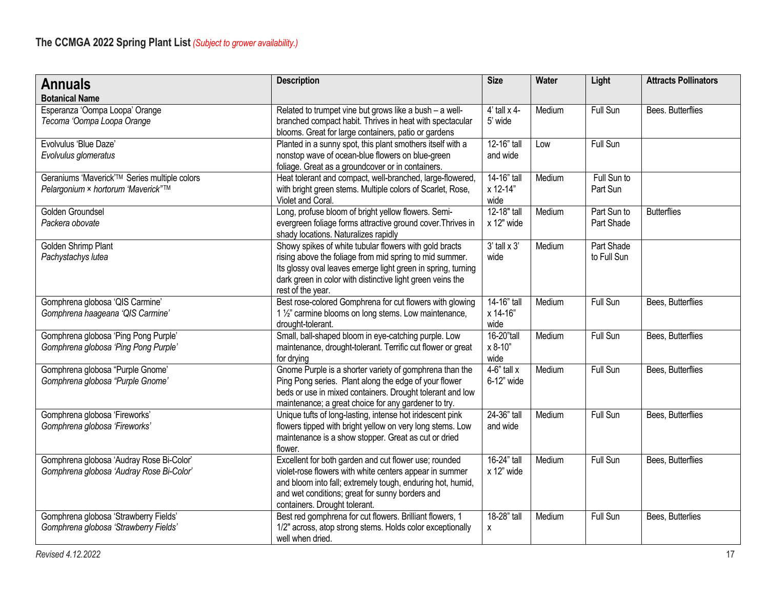**The CCMGA 2022 Spring Plant List** *(Subject to grower availability.)*

| **Annuals**<br>**Botanical Name** | **Description** | **Size** | **Water** | **Light** | **Attracts Pollinators** |
|---|---|---|---|---|---|
| Esperanza 'Oompa Loopa' Orange<br>*Tecoma 'Oompa Loopa Orange* | Related to trumpet vine but grows like a bush – a well-branched compact habit. Thrives in heat with spectacular blooms. Great for large containers, patio or gardens | 4' tall x 4-5' wide | Medium | Full Sun | Bees. Butterflies |
| Evolvulus 'Blue Daze'<br>*Evolvulus glomeratus* | Planted in a sunny spot, this plant smothers itself with a nonstop wave of ocean-blue flowers on blue-green foliage. Great as a groundcover or in containers. | 12-16" tall and wide | Low | Full Sun | |
| Geraniums 'Maverick'™ Series multiple colors<br>*Pelargonium × hortorum 'Maverick"™* | Heat tolerant and compact, well-branched, large-flowered, with bright green stems. Multiple colors of Scarlet, Rose, Violet and Coral. | 14-16" tall x 12-14" wide | Medium | Full Sun to Part Sun | |
| Golden Groundsel<br>*Packera obovate* | Long, profuse bloom of bright yellow flowers. Semi-evergreen foliage forms attractive ground cover.Thrives in shady locations. Naturalizes rapidly | 12-18" tall x 12" wide | Medium | Part Sun to Part Shade | Butterflies |
| Golden Shrimp Plant<br>*Pachystachys lutea* | Showy spikes of white tubular flowers with gold bracts rising above the foliage from mid spring to mid summer. Its glossy oval leaves emerge light green in spring, turning dark green in color with distinctive light green veins the rest of the year. | 3' tall x 3' wide | Medium | Part Shade to Full Sun | |
| Gomphrena globosa 'QIS Carmine'<br>*Gomphrena haageana 'QIS Carmine'* | Best rose-colored Gomphrena for cut flowers with glowing 1 ½" carmine blooms on long stems. Low maintenance, drought-tolerant. | 14-16" tall x 14-16" wide | Medium | Full Sun | Bees, Butterflies |
| Gomphrena globosa 'Ping Pong Purple'<br>*Gomphrena globosa 'Ping Pong Purple'* | Small, ball-shaped bloom in eye-catching purple. Low maintenance, drought-tolerant. Terrific cut flower or great for drying | 16-20"tall x 8-10" wide | Medium | Full Sun | Bees, Butterflies |
| Gomphrena globosa "Purple Gnome'<br>*Gomphrena globosa "Purple Gnome'* | Gnome Purple is a shorter variety of gomphrena than the Ping Pong series. Plant along the edge of your flower beds or use in mixed containers. Drought tolerant and low maintenance; a great choice for any gardener to try. | 4-6" tall x 6-12" wide | Medium | Full Sun | Bees, Butterflies |
| Gomphrena globosa 'Fireworks'<br>*Gomphrena globosa 'Fireworks'* | Unique tufts of long-lasting, intense hot iridescent pink flowers tipped with bright yellow on very long stems. Low maintenance is a show stopper. Great as cut or dried flower. | 24-36" tall and wide | Medium | Full Sun | Bees, Butterflies |
| Gomphrena globosa 'Audray Rose Bi-Color'<br>*Gomphrena globosa 'Audray Rose Bi-Color'* | Excellent for both garden and cut flower use; rounded violet-rose flowers with white centers appear in summer and bloom into fall; extremely tough, enduring hot, humid, and wet conditions; great for sunny borders and containers. Drought tolerant. | 16-24" tall x 12" wide | Medium | Full Sun | Bees, Butterflies |
| Gomphrena globosa 'Strawberry Fields'<br>*Gomphrena globosa 'Strawberry Fields'* | Best red gomphrena for cut flowers. Brilliant flowers, 1 1/2" across, atop strong stems. Holds color exceptionally well when dried. | 18-28" tall x | Medium | Full Sun | Bees, Butterlies |

*Revised 4.12.2022*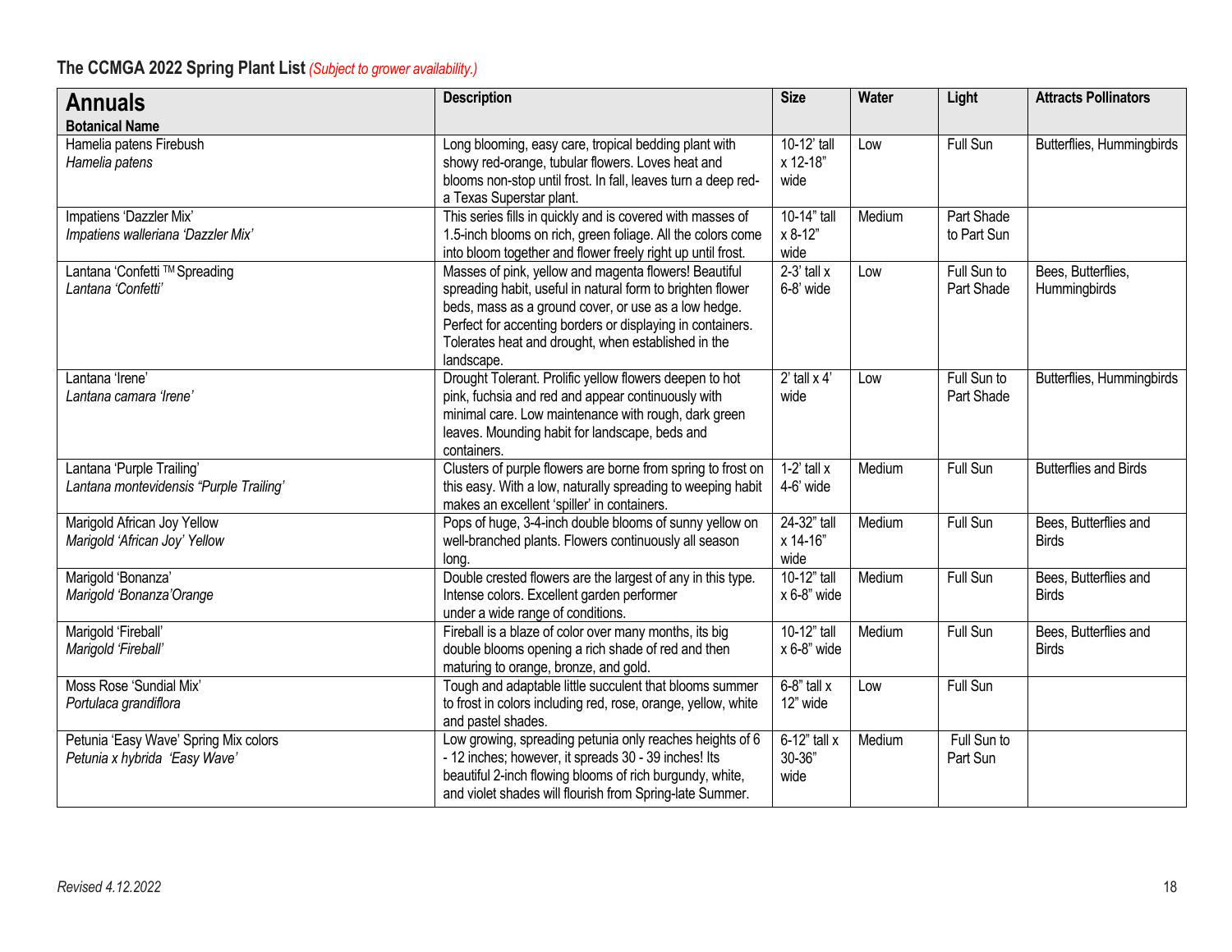## The CCMGA 2022 Spring Plant List *(Subject to grower availability.)*

| **Annuals** <br> **Botanical Name** | **Description** | **Size** | **Water** | **Light** | **Attracts Pollinators** |
|---|---|---|---|---|---|
| Hamelia patens Firebush <br> *Hamelia patens* | Long blooming, easy care, tropical bedding plant with showy red-orange, tubular flowers. Loves heat and blooms non-stop until frost. In fall, leaves turn a deep red- a Texas Superstar plant. | 10-12' tall x 12-18" wide | Low | Full Sun | Butterflies, Hummingbirds |
| Impatiens 'Dazzler Mix' <br> *Impatiens walleriana 'Dazzler Mix'* | This series fills in quickly and is covered with masses of 1.5-inch blooms on rich, green foliage. All the colors come into bloom together and flower freely right up until frost. | 10-14" tall x 8-12" wide | Medium | Part Shade to Part Sun | |
| Lantana 'Confetti ™ Spreading <br> *Lantana 'Confetti'* | Masses of pink, yellow and magenta flowers! Beautiful spreading habit, useful in natural form to brighten flower beds, mass as a ground cover, or use as a low hedge. Perfect for accenting borders or displaying in containers. Tolerates heat and drought, when established in the landscape. | 2-3' tall x 6-8' wide | Low | Full Sun to Part Shade | Bees, Butterflies, Hummingbirds |
| Lantana 'Irene' <br> *Lantana camara 'Irene'* | Drought Tolerant. Prolific yellow flowers deepen to hot pink, fuchsia and red and appear continuously with minimal care. Low maintenance with rough, dark green leaves. Mounding habit for landscape, beds and containers. | 2' tall x 4' wide | Low | Full Sun to Part Shade | Butterflies, Hummingbirds |
| Lantana 'Purple Trailing' <br> *Lantana montevidensis "Purple Trailing'* | Clusters of purple flowers are borne from spring to frost on this easy. With a low, naturally spreading to weeping habit makes an excellent 'spiller' in containers. | 1-2' tall x 4-6' wide | Medium | Full Sun | Butterflies and Birds |
| Marigold African Joy Yellow <br> *Marigold 'African Joy' Yellow* | Pops of huge, 3-4-inch double blooms of sunny yellow on well-branched plants. Flowers continuously all season long. | 24-32" tall x 14-16" wide | Medium | Full Sun | Bees, Butterflies and Birds |
| Marigold 'Bonanza' <br> *Marigold 'Bonanza'Orange* | Double crested flowers are the largest of any in this type. Intense colors. Excellent garden performer under a wide range of conditions. | 10-12" tall x 6-8" wide | Medium | Full Sun | Bees, Butterflies and Birds |
| Marigold 'Fireball' <br> *Marigold 'Fireball'* | Fireball is a blaze of color over many months, its big double blooms opening a rich shade of red and then maturing to orange, bronze, and gold. | 10-12" tall x 6-8" wide | Medium | Full Sun | Bees, Butterflies and Birds |
| Moss Rose 'Sundial Mix' <br> *Portulaca grandiflora* | Tough and adaptable little succulent that blooms summer to frost in colors including red, rose, orange, yellow, white and pastel shades. | 6-8" tall x 12" wide | Low | Full Sun | |
| Petunia 'Easy Wave' Spring Mix colors <br> *Petunia x hybrida 'Easy Wave'* | Low growing, spreading petunia only reaches heights of 6 - 12 inches; however, it spreads 30 - 39 inches! Its beautiful 2-inch flowing blooms of rich burgundy, white, and violet shades will flourish from Spring-late Summer. | 6-12" tall x 30-36" wide | Medium | Full Sun to Part Sun | |

*Revised 4.12.2022*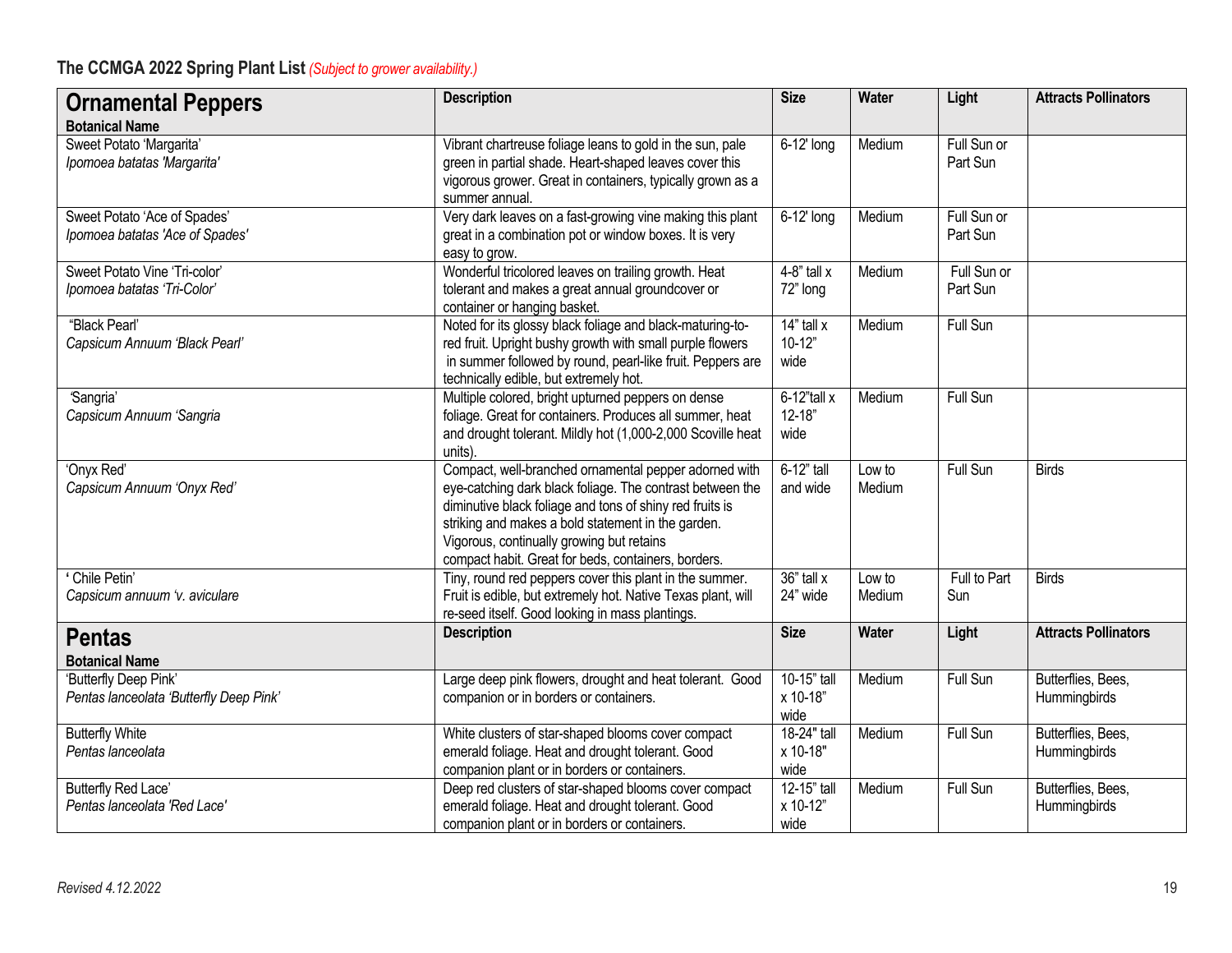**The CCMGA 2022 Spring Plant List** *(Subject to grower availability.)*

| **Ornamental Peppers**<br>**Botanical Name** | **Description** | **Size** | **Water** | **Light** | **Attracts Pollinators** |
|---|---|---|---|---|---|
| Sweet Potato 'Margarita'<br>*Ipomoea batatas 'Margarita'* | Vibrant chartreuse foliage leans to gold in the sun, pale green in partial shade. Heart-shaped leaves cover this vigorous grower. Great in containers, typically grown as a summer annual. | 6-12' long | Medium | Full Sun or Part Sun | |
| Sweet Potato 'Ace of Spades'<br>*Ipomoea batatas 'Ace of Spades'* | Very dark leaves on a fast-growing vine making this plant great in a combination pot or window boxes. It is very easy to grow. | 6-12' long | Medium | Full Sun or Part Sun | |
| Sweet Potato Vine 'Tri-color'<br>*Ipomoea batatas 'Tri-Color'* | Wonderful tricolored leaves on trailing growth. Heat tolerant and makes a great annual groundcover or container or hanging basket. | 4-8" tall x 72" long | Medium | Full Sun or Part Sun | |
| "Black Pearl'<br>*Capsicum Annuum 'Black Pearl'* | Noted for its glossy black foliage and black-maturing-to-red fruit. Upright bushy growth with small purple flowers in summer followed by round, pearl-like fruit. Peppers are technically edible, but extremely hot. | 14" tall x 10-12" wide | Medium | Full Sun | |
| 'Sangria'<br>*Capsicum Annuum 'Sangria* | Multiple colored, bright upturned peppers on dense foliage. Great for containers. Produces all summer, heat and drought tolerant. Mildly hot (1,000-2,000 Scoville heat units). | 6-12"tall x 12-18" wide | Medium | Full Sun | |
| 'Onyx Red'<br>*Capsicum Annuum 'Onyx Red'* | Compact, well-branched ornamental pepper adorned with eye-catching dark black foliage. The contrast between the diminutive black foliage and tons of shiny red fruits is striking and makes a bold statement in the garden. Vigorous, continually growing but retains compact habit. Great for beds, containers, borders. | 6-12" tall and wide | Low to Medium | Full Sun | Birds |
| ' Chile Petin'<br>*Capsicum annuum 'v. aviculare* | Tiny, round red peppers cover this plant in the summer. Fruit is edible, but extremely hot. Native Texas plant, will re-seed itself. Good looking in mass plantings. | 36" tall x 24" wide | Low to Medium | Full to Part Sun | Birds |
| **Pentas**<br>**Botanical Name** | **Description** | **Size** | **Water** | **Light** | **Attracts Pollinators** |
| 'Butterfly Deep Pink'<br>*Pentas lanceolata 'Butterfly Deep Pink'* | Large deep pink flowers, drought and heat tolerant. Good companion or in borders or containers. | 10-15" tall x 10-18" wide | Medium | Full Sun | Butterflies, Bees, Hummingbirds |
| Butterfly White<br>*Pentas lanceolata* | White clusters of star-shaped blooms cover compact emerald foliage. Heat and drought tolerant. Good companion plant or in borders or containers. | 18-24" tall x 10-18" wide | Medium | Full Sun | Butterflies, Bees, Hummingbirds |
| Butterfly Red Lace'<br>*Pentas lanceolata 'Red Lace'* | Deep red clusters of star-shaped blooms cover compact emerald foliage. Heat and drought tolerant. Good companion plant or in borders or containers. | 12-15" tall x 10-12" wide | Medium | Full Sun | Butterflies, Bees, Hummingbirds |

*Revised 4.12.2022*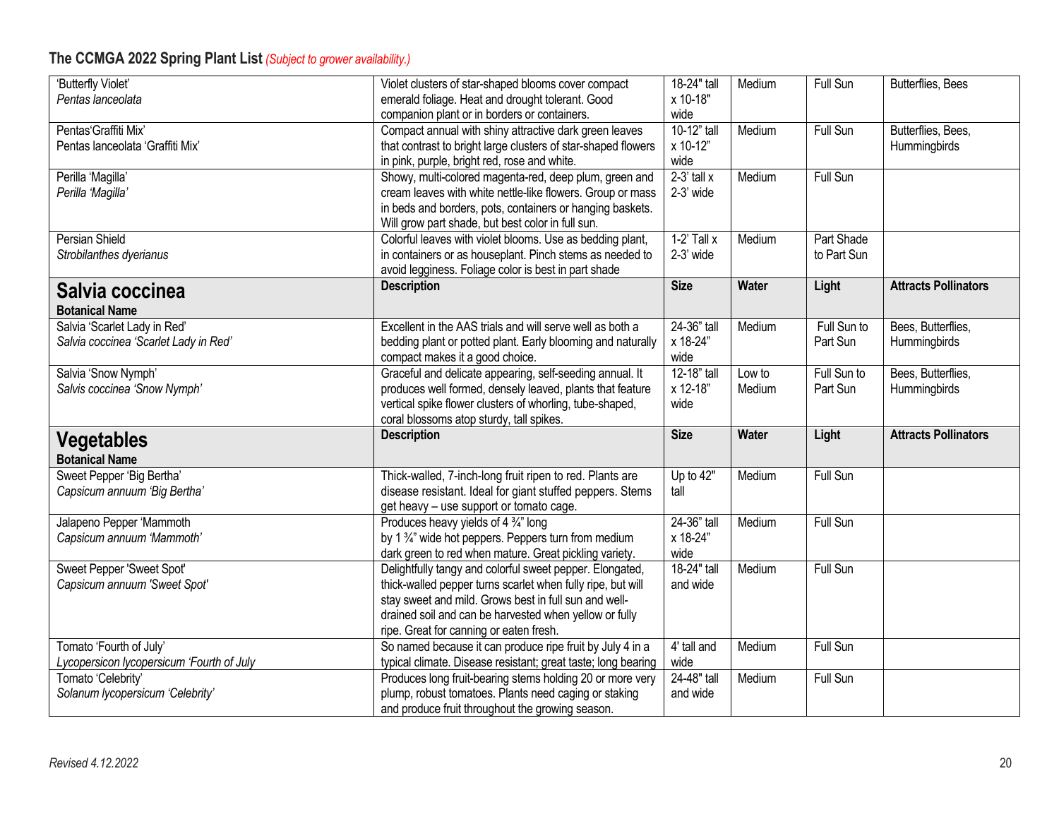## The CCMGA 2022 Spring Plant List *(Subject to grower availability.)*

| | | | | | |
|---|---|---|---|---|---|
| 'Butterfly Violet'<br>*Pentas lanceolata* | Violet clusters of star-shaped blooms cover compact emerald foliage. Heat and drought tolerant. Good companion plant or in borders or containers. | 18-24" tall x 10-18" wide | Medium | Full Sun | Butterflies, Bees |
| Pentas'Graffiti Mix'<br>Pentas lanceolata 'Graffiti Mix' | Compact annual with shiny attractive dark green leaves that contrast to bright large clusters of star-shaped flowers in pink, purple, bright red, rose and white. | 10-12" tall x 10-12" wide | Medium | Full Sun | Butterflies, Bees, Hummingbirds |
| Perilla 'Magilla'<br>*Perilla 'Magilla'* | Showy, multi-colored magenta-red, deep plum, green and cream leaves with white nettle-like flowers. Group or mass in beds and borders, pots, containers or hanging baskets. Will grow part shade, but best color in full sun. | 2-3' tall x 2-3' wide | Medium | Full Sun | |
| Persian Shield<br>*Strobilanthes dyerianus* | Colorful leaves with violet blooms. Use as bedding plant, in containers or as houseplant. Pinch stems as needed to avoid legginess. Foliage color is best in part shade | 1-2' Tall x 2-3' wide | Medium | Part Shade to Part Sun | |
| **Salvia coccinea**<br>**Botanical Name** | **Description** | **Size** | **Water** | **Light** | **Attracts Pollinators** |
| Salvia 'Scarlet Lady in Red'<br>*Salvia coccinea 'Scarlet Lady in Red'* | Excellent in the AAS trials and will serve well as both a bedding plant or potted plant. Early blooming and naturally compact makes it a good choice. | 24-36" tall x 18-24" wide | Medium | Full Sun to Part Sun | Bees, Butterflies, Hummingbirds |
| Salvia 'Snow Nymph'<br>*Salvis coccinea 'Snow Nymph'* | Graceful and delicate appearing, self-seeding annual. It produces well formed, densely leaved, plants that feature vertical spike flower clusters of whorling, tube-shaped, coral blossoms atop sturdy, tall spikes. | 12-18" tall x 12-18" wide | Low to Medium | Full Sun to Part Sun | Bees, Butterflies, Hummingbirds |
| **Vegetables**<br>**Botanical Name** | **Description** | **Size** | **Water** | **Light** | **Attracts Pollinators** |
| Sweet Pepper 'Big Bertha'<br>*Capsicum annuum 'Big Bertha'* | Thick-walled, 7-inch-long fruit ripen to red. Plants are disease resistant. Ideal for giant stuffed peppers. Stems get heavy – use support or tomato cage. | Up to 42" tall | Medium | Full Sun | |
| Jalapeno Pepper 'Mammoth<br>*Capsicum annuum 'Mammoth'* | Produces heavy yields of 4 ¾" long by 1 ¾" wide hot peppers. Peppers turn from medium dark green to red when mature. Great pickling variety. | 24-36" tall x 18-24" wide | Medium | Full Sun | |
| Sweet Pepper 'Sweet Spot'<br>*Capsicum annuum 'Sweet Spot'* | Delightfully tangy and colorful sweet pepper. Elongated, thick-walled pepper turns scarlet when fully ripe, but will stay sweet and mild. Grows best in full sun and well-drained soil and can be harvested when yellow or fully ripe. Great for canning or eaten fresh. | 18-24" tall and wide | Medium | Full Sun | |
| Tomato 'Fourth of July'<br>*Lycopersicon lycopersicum 'Fourth of July* | So named because it can produce ripe fruit by July 4 in a typical climate. Disease resistant; great taste; long bearing | 4' tall and wide | Medium | Full Sun | |
| Tomato 'Celebrity'<br>*Solanum lycopersicum 'Celebrity'* | Produces long fruit-bearing stems holding 20 or more very plump, robust tomatoes. Plants need caging or staking and produce fruit throughout the growing season. | 24-48" tall and wide | Medium | Full Sun | |

*Revised 4.12.2022*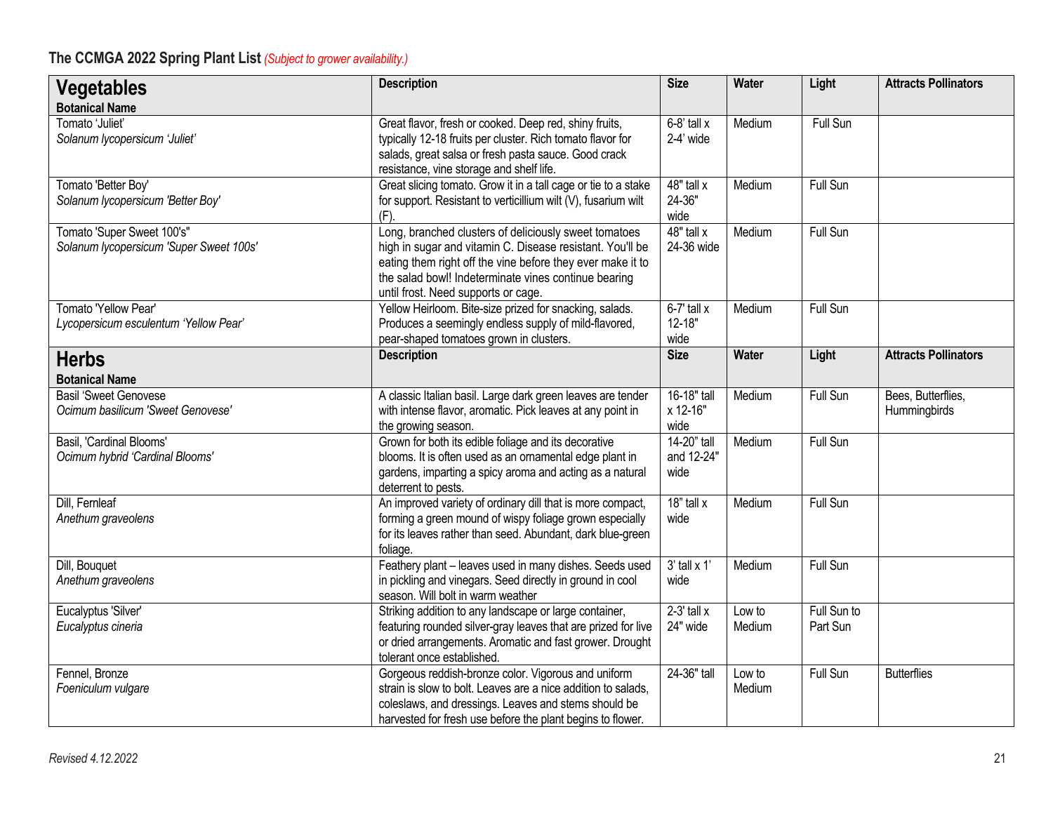## The CCMGA 2022 Spring Plant List *(Subject to grower availability.)*

| **Vegetables**<br>**Botanical Name** | **Description** | **Size** | **Water** | **Light** | **Attracts Pollinators** |
|---|---|---|---|---|---|
| Tomato 'Juliet'<br>*Solanum lycopersicum 'Juliet'* | Great flavor, fresh or cooked. Deep red, shiny fruits, typically 12-18 fruits per cluster. Rich tomato flavor for salads, great salsa or fresh pasta sauce. Good crack resistance, vine storage and shelf life. | 6-8' tall x 2-4' wide | Medium | Full Sun | |
| Tomato 'Better Boy'<br>*Solanum lycopersicum 'Better Boy'* | Great slicing tomato. Grow it in a tall cage or tie to a stake for support. Resistant to verticillium wilt (V), fusarium wilt (F). | 48" tall x 24-36" wide | Medium | Full Sun | |
| Tomato 'Super Sweet 100's"<br>*Solanum lycopersicum 'Super Sweet 100s'* | Long, branched clusters of deliciously sweet tomatoes high in sugar and vitamin C. Disease resistant. You'll be eating them right off the vine before they ever make it to the salad bowl! Indeterminate vines continue bearing until frost. Need supports or cage. | 48" tall x 24-36 wide | Medium | Full Sun | |
| Tomato 'Yellow Pear'<br>*Lycopersicum esculentum 'Yellow Pear'* | Yellow Heirloom. Bite-size prized for snacking, salads. Produces a seemingly endless supply of mild-flavored, pear-shaped tomatoes grown in clusters. | 6-7' tall x 12-18" wide | Medium | Full Sun | |
| **Herbs**<br>**Botanical Name** | **Description** | **Size** | **Water** | **Light** | **Attracts Pollinators** |
| Basil 'Sweet Genovese<br>*Ocimum basilicum 'Sweet Genovese'* | A classic Italian basil. Large dark green leaves are tender with intense flavor, aromatic. Pick leaves at any point in the growing season. | 16-18" tall x 12-16" wide | Medium | Full Sun | Bees, Butterflies, Hummingbirds |
| Basil, 'Cardinal Blooms'<br>*Ocimum hybrid 'Cardinal Blooms'* | Grown for both its edible foliage and its decorative blooms. It is often used as an ornamental edge plant in gardens, imparting a spicy aroma and acting as a natural deterrent to pests. | 14-20" tall and 12-24" wide | Medium | Full Sun | |
| Dill, Fernleaf<br>*Anethum graveolens* | An improved variety of ordinary dill that is more compact, forming a green mound of wispy foliage grown especially for its leaves rather than seed. Abundant, dark blue-green foliage. | 18" tall x wide | Medium | Full Sun | |
| Dill, Bouquet<br>*Anethum graveolens* | Feathery plant – leaves used in many dishes. Seeds used in pickling and vinegars. Seed directly in ground in cool season. Will bolt in warm weather | 3' tall x 1' wide | Medium | Full Sun | |
| Eucalyptus 'Silver'<br>*Eucalyptus cineria* | Striking addition to any landscape or large container, featuring rounded silver-gray leaves that are prized for live or dried arrangements. Aromatic and fast grower. Drought tolerant once established. | 2-3' tall x 24" wide | Low to Medium | Full Sun to Part Sun | |
| Fennel, Bronze<br>*Foeniculum vulgare* | Gorgeous reddish-bronze color. Vigorous and uniform strain is slow to bolt. Leaves are a nice addition to salads, coleslaws, and dressings. Leaves and stems should be harvested for fresh use before the plant begins to flower. | 24-36" tall | Low to Medium | Full Sun | Butterflies |

*Revised 4.12.2022*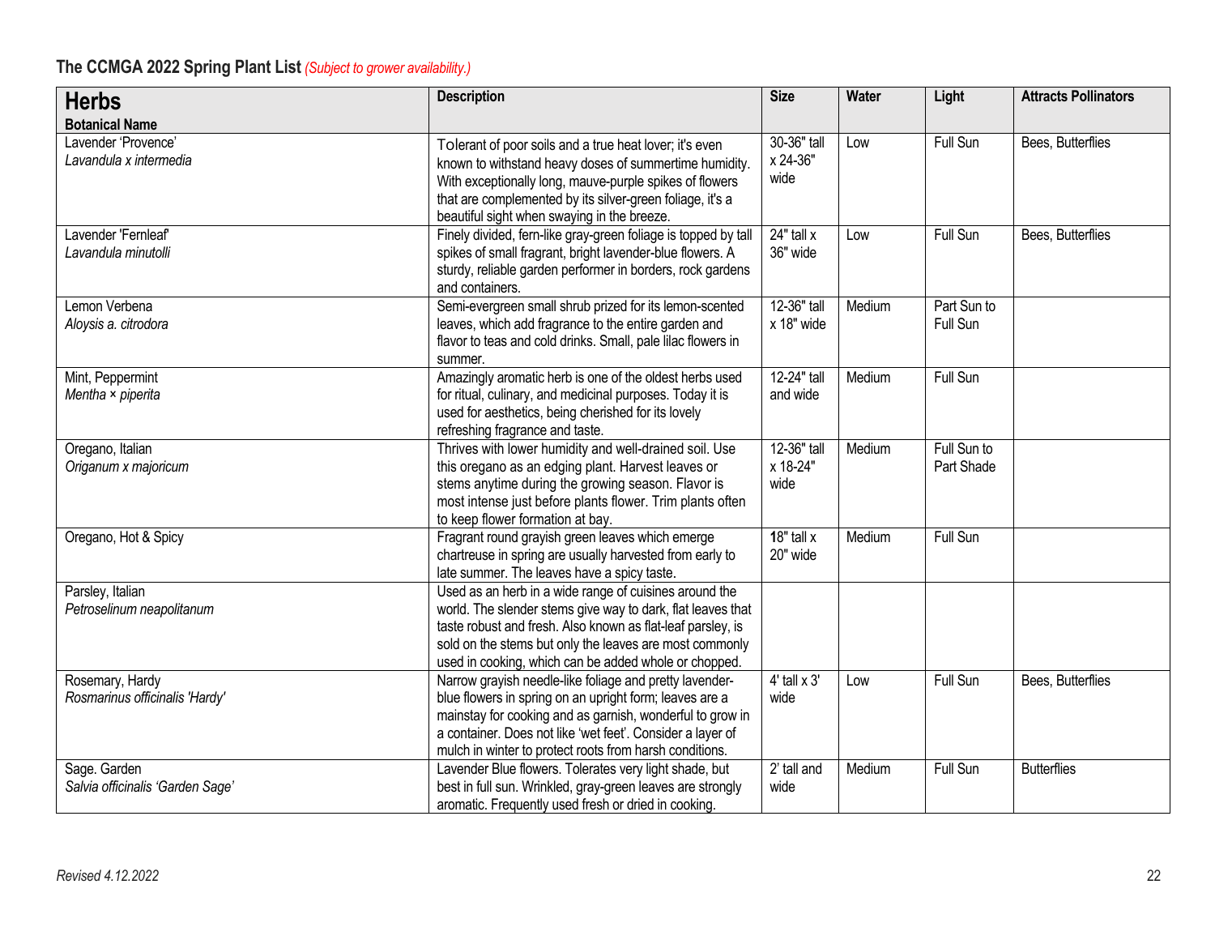## The CCMGA 2022 Spring Plant List *(Subject to grower availability.)*

| **Herbs**<br>**Botanical Name** | **Description** | **Size** | **Water** | **Light** | **Attracts Pollinators** |
|---|---|---|---|---|---|
| Lavender 'Provence'<br>*Lavandula x intermedia* | Tolerant of poor soils and a true heat lover; it's even known to withstand heavy doses of summertime humidity. With exceptionally long, mauve-purple spikes of flowers that are complemented by its silver-green foliage, it's a beautiful sight when swaying in the breeze. | 30-36" tall x 24-36" wide | Low | Full Sun | Bees, Butterflies |
| Lavender 'Fernleaf'<br>*Lavandula minutolli* | Finely divided, fern-like gray-green foliage is topped by tall spikes of small fragrant, bright lavender-blue flowers. A sturdy, reliable garden performer in borders, rock gardens and containers. | 24" tall x 36" wide | Low | Full Sun | Bees, Butterflies |
| Lemon Verbena<br>*Aloysis a. citrodora* | Semi-evergreen small shrub prized for its lemon-scented leaves, which add fragrance to the entire garden and flavor to teas and cold drinks. Small, pale lilac flowers in summer. | 12-36" tall x 18" wide | Medium | Part Sun to Full Sun | |
| Mint, Peppermint<br>*Mentha × piperita* | Amazingly aromatic herb is one of the oldest herbs used for ritual, culinary, and medicinal purposes. Today it is used for aesthetics, being cherished for its lovely refreshing fragrance and taste. | 12-24" tall and wide | Medium | Full Sun | |
| Oregano, Italian<br>*Origanum x majoricum* | Thrives with lower humidity and well-drained soil. Use this oregano as an edging plant. Harvest leaves or stems anytime during the growing season. Flavor is most intense just before plants flower. Trim plants often to keep flower formation at bay. | 12-36" tall x 18-24" wide | Medium | Full Sun to Part Shade | |
| Oregano, Hot & Spicy | Fragrant round grayish green leaves which emerge chartreuse in spring are usually harvested from early to late summer. The leaves have a spicy taste. | 18" tall x 20" wide | Medium | Full Sun | |
| Parsley, Italian<br>*Petroselinum neapolitanum* | Used as an herb in a wide range of cuisines around the world. The slender stems give way to dark, flat leaves that taste robust and fresh. Also known as flat-leaf parsley, is sold on the stems but only the leaves are most commonly used in cooking, which can be added whole or chopped. | | | | |
| Rosemary, Hardy<br>*Rosmarinus officinalis 'Hardy'* | Narrow grayish needle-like foliage and pretty lavender-blue flowers in spring on an upright form; leaves are a mainstay for cooking and as garnish, wonderful to grow in a container. Does not like 'wet feet'. Consider a layer of mulch in winter to protect roots from harsh conditions. | 4' tall x 3' wide | Low | Full Sun | Bees, Butterflies |
| Sage. Garden<br>*Salvia officinalis 'Garden Sage'* | Lavender Blue flowers. Tolerates very light shade, but best in full sun. Wrinkled, gray-green leaves are strongly aromatic. Frequently used fresh or dried in cooking. | 2' tall and wide | Medium | Full Sun | Butterflies |

*Revised 4.12.2022*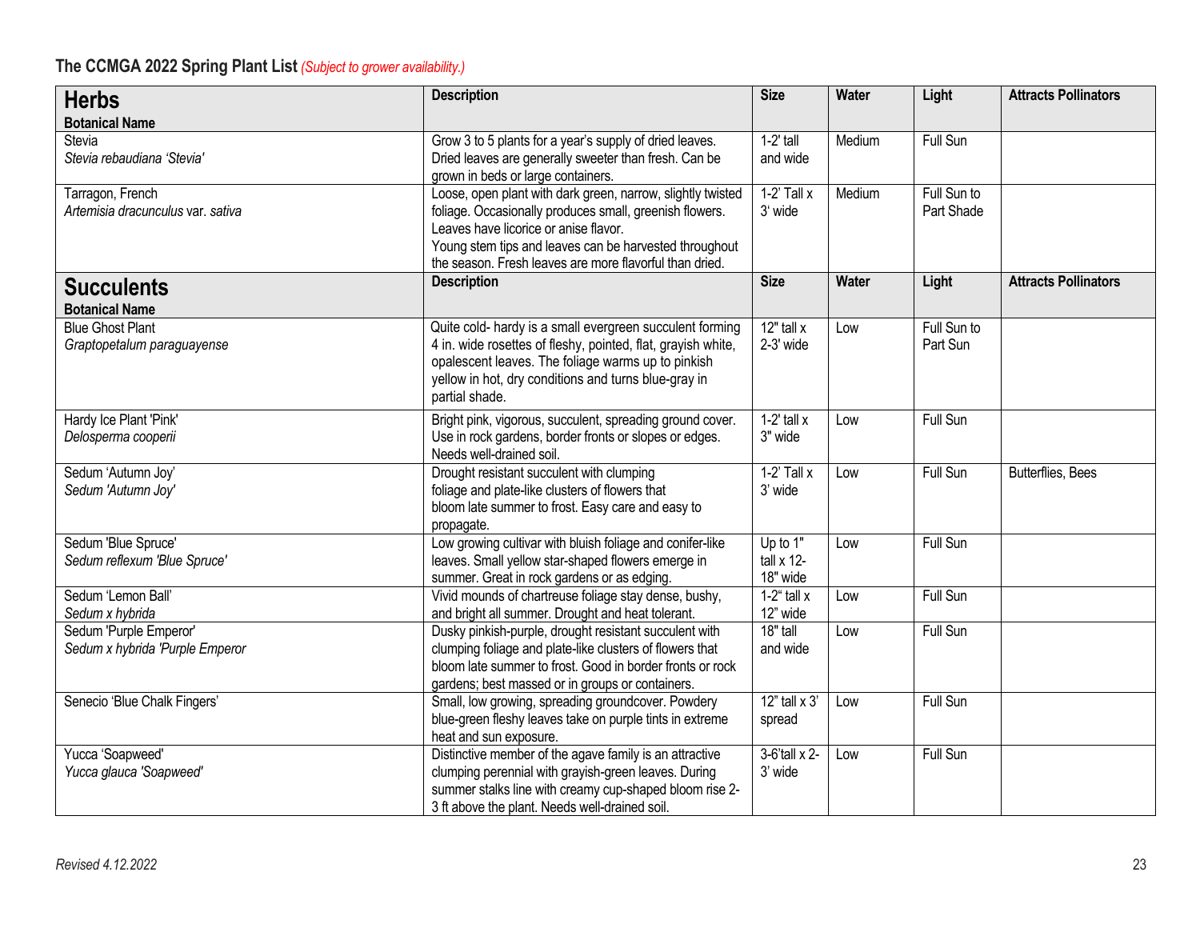**The CCMGA 2022 Spring Plant List** *(Subject to grower availability.)*

| **Herbs**<br>**Botanical Name** | **Description** | **Size** | **Water** | **Light** | **Attracts Pollinators** |
|---|---|---|---|---|---|
| Stevia<br>*Stevia rebaudiana 'Stevia'* | Grow 3 to 5 plants for a year's supply of dried leaves. Dried leaves are generally sweeter than fresh. Can be grown in beds or large containers. | 1-2' tall and wide | Medium | Full Sun | |
| Tarragon, French<br>*Artemisia dracunculus* var. *sativa* | Loose, open plant with dark green, narrow, slightly twisted foliage. Occasionally produces small, greenish flowers. Leaves have licorice or anise flavor.<br>Young stem tips and leaves can be harvested throughout the season. Fresh leaves are more flavorful than dried. | 1-2' Tall x 3' wide | Medium | Full Sun to Part Shade | |
| **Succulents**<br>**Botanical Name** | **Description** | **Size** | **Water** | **Light** | **Attracts Pollinators** |
| Blue Ghost Plant<br>*Graptopetalum paraguayense* | Quite cold- hardy is a small evergreen succulent forming 4 in. wide rosettes of fleshy, pointed, flat, grayish white, opalescent leaves. The foliage warms up to pinkish yellow in hot, dry conditions and turns blue-gray in partial shade. | 12" tall x 2-3' wide | Low | Full Sun to Part Sun | |
| Hardy Ice Plant 'Pink'<br>*Delosperma cooperii* | Bright pink, vigorous, succulent, spreading ground cover. Use in rock gardens, border fronts or slopes or edges. Needs well-drained soil. | 1-2' tall x 3" wide | Low | Full Sun | |
| Sedum 'Autumn Joy'<br>*Sedum 'Autumn Joy'* | Drought resistant succulent with clumping foliage and plate-like clusters of flowers that bloom late summer to frost. Easy care and easy to propagate. | 1-2' Tall x 3' wide | Low | Full Sun | Butterflies, Bees |
| Sedum 'Blue Spruce'<br>*Sedum reflexum 'Blue Spruce'* | Low growing cultivar with bluish foliage and conifer-like leaves. Small yellow star-shaped flowers emerge in summer. Great in rock gardens or as edging. | Up to 1" tall x 12-18" wide | Low | Full Sun | |
| Sedum 'Lemon Ball'<br>*Sedum x hybrida* | Vivid mounds of chartreuse foliage stay dense, bushy, and bright all summer. Drought and heat tolerant. | 1-2" tall x 12" wide | Low | Full Sun | |
| Sedum 'Purple Emperor'<br>*Sedum x hybrida 'Purple Emperor* | Dusky pinkish-purple, drought resistant succulent with clumping foliage and plate-like clusters of flowers that bloom late summer to frost. Good in border fronts or rock gardens; best massed or in groups or containers. | 18" tall and wide | Low | Full Sun | |
| Senecio 'Blue Chalk Fingers' | Small, low growing, spreading groundcover. Powdery blue-green fleshy leaves take on purple tints in extreme heat and sun exposure. | 12" tall x 3' spread | Low | Full Sun | |
| Yucca 'Soapweed'<br>*Yucca glauca 'Soapweed'* | Distinctive member of the agave family is an attractive clumping perennial with grayish-green leaves. During summer stalks line with creamy cup-shaped bloom rise 2-3 ft above the plant. Needs well-drained soil. | 3-6'tall x 2-3' wide | Low | Full Sun | |

*Revised 4.12.2022*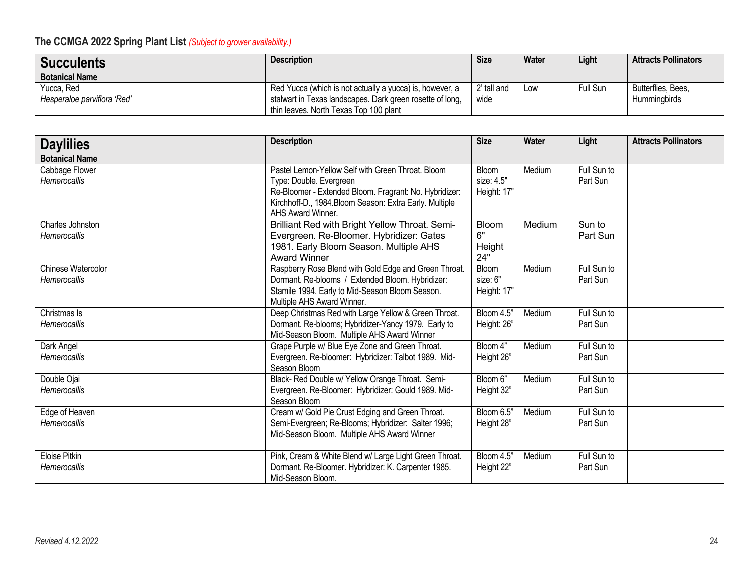## The CCMGA 2022 Spring Plant List *(Subject to grower availability.)*

| **Succulents**<br>**Botanical Name** | **Description** | **Size** | **Water** | **Light** | **Attracts Pollinators** |
|---|---|---|---|---|---|
| Yucca, Red<br>*Hesperaloe parviflora 'Red'* | Red Yucca (which is not actually a yucca) is, however, a stalwart in Texas landscapes. Dark green rosette of long, thin leaves. North Texas Top 100 plant | 2' tall and wide | Low | Full Sun | Butterflies, Bees, Hummingbirds |

| **Daylilies**<br>**Botanical Name** | **Description** | **Size** | **Water** | **Light** | **Attracts Pollinators** |
|---|---|---|---|---|---|
| Cabbage Flower<br>*Hemerocallis* | Pastel Lemon-Yellow Self with Green Throat. Bloom Type: Double. Evergreen Re-Bloomer - Extended Bloom. Fragrant: No. Hybridizer: Kirchhoff-D., 1984.Bloom Season: Extra Early. Multiple AHS Award Winner. | Bloom size: 4.5" Height: 17" | Medium | Full Sun to Part Sun | |
| Charles Johnston<br>*Hemerocallis* | Brilliant Red with Bright Yellow Throat. Semi-Evergreen. Re-Bloomer. Hybridizer: Gates 1981. Early Bloom Season. Multiple AHS Award Winner | Bloom 6" Height 24" | Medium | Sun to Part Sun | |
| Chinese Watercolor<br>*Hemerocallis* | Raspberry Rose Blend with Gold Edge and Green Throat. Dormant. Re-blooms / Extended Bloom. Hybridizer: Stamile 1994. Early to Mid-Season Bloom Season. Multiple AHS Award Winner. | Bloom size: 6" Height: 17" | Medium | Full Sun to Part Sun | |
| Christmas Is<br>*Hemerocallis* | Deep Christmas Red with Large Yellow & Green Throat. Dormant. Re-blooms; Hybridizer-Yancy 1979. Early to Mid-Season Bloom. Multiple AHS Award Winner | Bloom 4.5" Height: 26" | Medium | Full Sun to Part Sun | |
| Dark Angel<br>*Hemerocallis* | Grape Purple w/ Blue Eye Zone and Green Throat. Evergreen. Re-bloomer: Hybridizer: Talbot 1989. Mid-Season Bloom | Bloom 4" Height 26" | Medium | Full Sun to Part Sun | |
| Double Ojai<br>*Hemerocallis* | Black- Red Double w/ Yellow Orange Throat. Semi-Evergreen. Re-Bloomer: Hybridizer: Gould 1989. Mid-Season Bloom | Bloom 6" Height 32" | Medium | Full Sun to Part Sun | |
| Edge of Heaven<br>*Hemerocallis* | Cream w/ Gold Pie Crust Edging and Green Throat. Semi-Evergreen; Re-Blooms; Hybridizer: Salter 1996; Mid-Season Bloom. Multiple AHS Award Winner | Bloom 6.5" Height 28" | Medium | Full Sun to Part Sun | |
| Eloise Pitkin<br>*Hemerocallis* | Pink, Cream & White Blend w/ Large Light Green Throat. Dormant. Re-Bloomer. Hybridizer: K. Carpenter 1985. Mid-Season Bloom. | Bloom 4.5" Height 22" | Medium | Full Sun to Part Sun | |

*Revised 4.12.2022*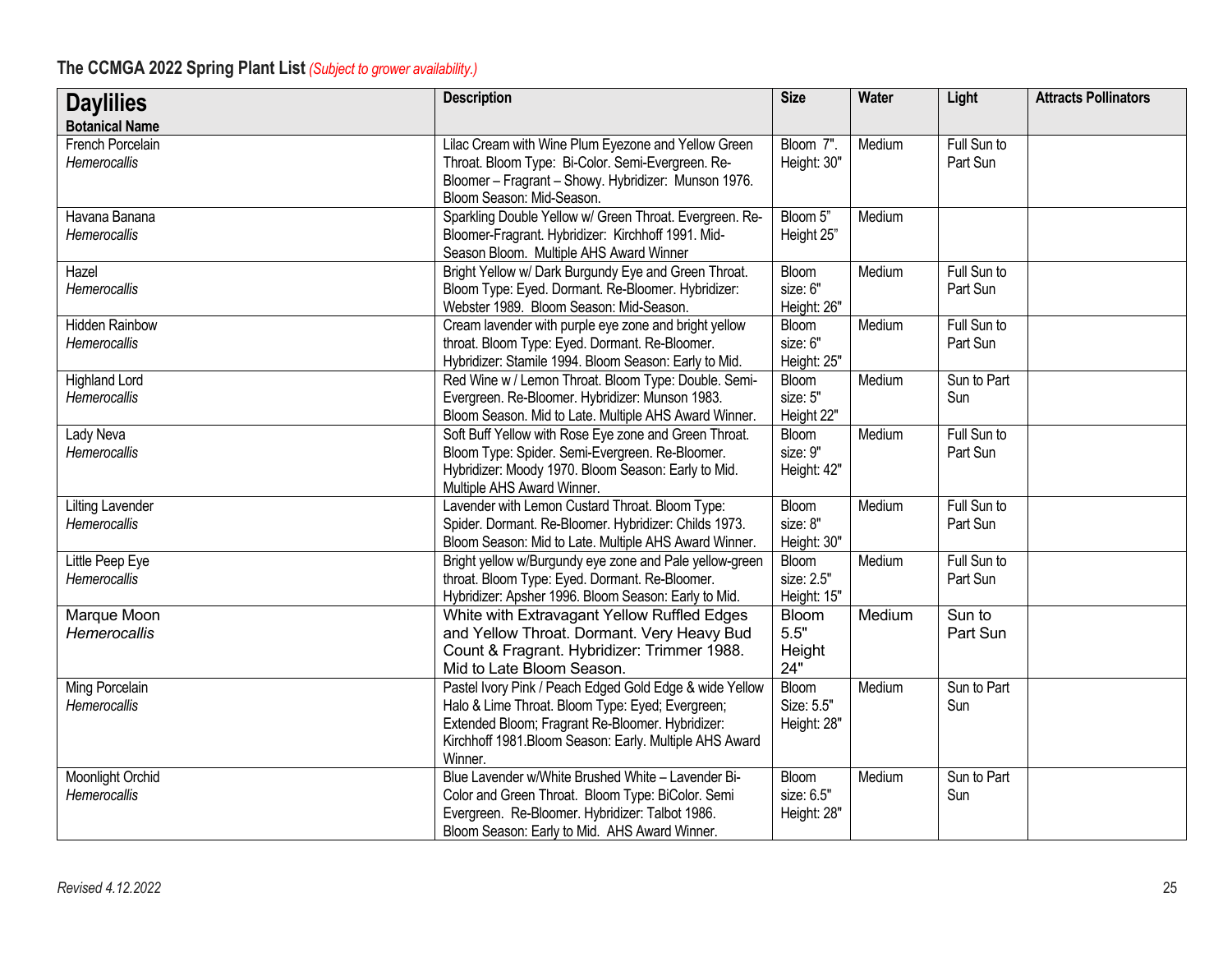## The CCMGA 2022 Spring Plant List *(Subject to grower availability.)*

| **Daylilies** Botanical Name | Description | Size | Water | Light | Attracts Pollinators |
|---|---|---|---|---|---|
| French Porcelain *Hemerocallis* | Lilac Cream with Wine Plum Eyezone and Yellow Green Throat. Bloom Type: Bi-Color. Semi-Evergreen. Re-Bloomer – Fragrant – Showy. Hybridizer: Munson 1976. Bloom Season: Mid-Season. | Bloom 7". Height: 30" | Medium | Full Sun to Part Sun | |
| Havana Banana *Hemerocallis* | Sparkling Double Yellow w/ Green Throat. Evergreen. Re-Bloomer-Fragrant. Hybridizer: Kirchhoff 1991. Mid-Season Bloom. Multiple AHS Award Winner | Bloom 5" Height 25" | Medium | | |
| Hazel *Hemerocallis* | Bright Yellow w/ Dark Burgundy Eye and Green Throat. Bloom Type: Eyed. Dormant. Re-Bloomer. Hybridizer: Webster 1989. Bloom Season: Mid-Season. | Bloom size: 6" Height: 26" | Medium | Full Sun to Part Sun | |
| Hidden Rainbow *Hemerocallis* | Cream lavender with purple eye zone and bright yellow throat. Bloom Type: Eyed. Dormant. Re-Bloomer. Hybridizer: Stamile 1994. Bloom Season: Early to Mid. | Bloom size: 6" Height: 25" | Medium | Full Sun to Part Sun | |
| Highland Lord *Hemerocallis* | Red Wine w / Lemon Throat. Bloom Type: Double. Semi-Evergreen. Re-Bloomer. Hybridizer: Munson 1983. Bloom Season. Mid to Late. Multiple AHS Award Winner. | Bloom size: 5" Height 22" | Medium | Sun to Part Sun | |
| Lady Neva *Hemerocallis* | Soft Buff Yellow with Rose Eye zone and Green Throat. Bloom Type: Spider. Semi-Evergreen. Re-Bloomer. Hybridizer: Moody 1970. Bloom Season: Early to Mid. Multiple AHS Award Winner. | Bloom size: 9" Height: 42" | Medium | Full Sun to Part Sun | |
| Lilting Lavender *Hemerocallis* | Lavender with Lemon Custard Throat. Bloom Type: Spider. Dormant. Re-Bloomer. Hybridizer: Childs 1973. Bloom Season: Mid to Late. Multiple AHS Award Winner. | Bloom size: 8" Height: 30" | Medium | Full Sun to Part Sun | |
| Little Peep Eye *Hemerocallis* | Bright yellow w/Burgundy eye zone and Pale yellow-green throat. Bloom Type: Eyed. Dormant. Re-Bloomer. Hybridizer: Apsher 1996. Bloom Season: Early to Mid. | Bloom size: 2.5" Height: 15" | Medium | Full Sun to Part Sun | |
| Marque Moon *Hemerocallis* | White with Extravagant Yellow Ruffled Edges and Yellow Throat. Dormant. Very Heavy Bud Count & Fragrant. Hybridizer: Trimmer 1988. Mid to Late Bloom Season. | Bloom 5.5" Height 24" | Medium | Sun to Part Sun | |
| Ming Porcelain *Hemerocallis* | Pastel Ivory Pink / Peach Edged Gold Edge & wide Yellow Halo & Lime Throat. Bloom Type: Eyed; Evergreen; Extended Bloom; Fragrant Re-Bloomer. Hybridizer: Kirchhoff 1981.Bloom Season: Early. Multiple AHS Award Winner. | Bloom Size: 5.5" Height: 28" | Medium | Sun to Part Sun | |
| Moonlight Orchid *Hemerocallis* | Blue Lavender w/White Brushed White – Lavender Bi-Color and Green Throat. Bloom Type: BiColor. Semi Evergreen. Re-Bloomer. Hybridizer: Talbot 1986. Bloom Season: Early to Mid. AHS Award Winner. | Bloom size: 6.5" Height: 28" | Medium | Sun to Part Sun | |

*Revised 4.12.2022*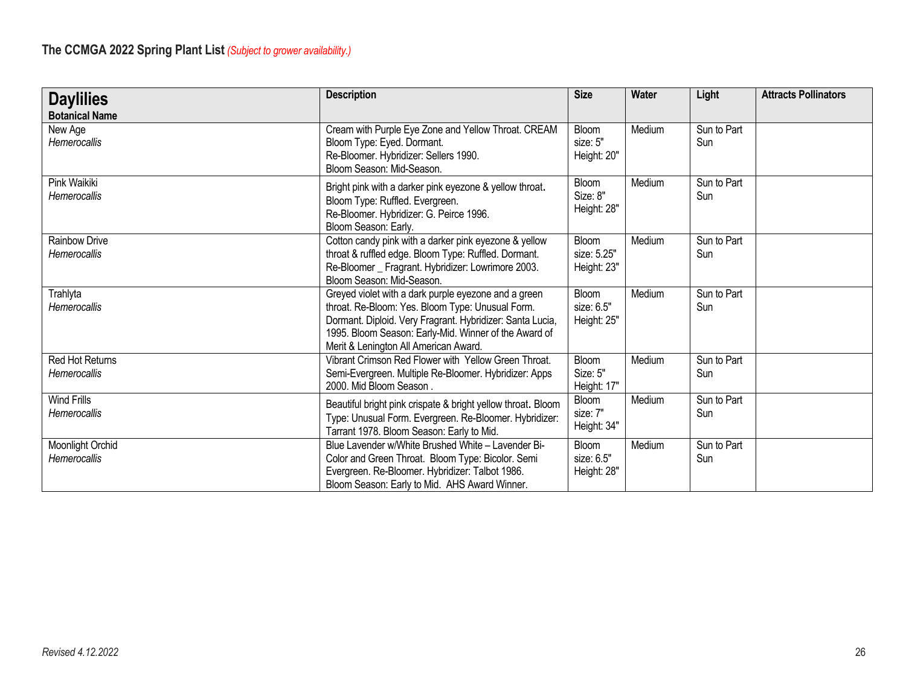**The CCMGA 2022 Spring Plant List** *(Subject to grower availability.)*

| **Daylilies**<br>**Botanical Name** | **Description** | **Size** | **Water** | **Light** | **Attracts Pollinators** |
|---|---|---|---|---|---|
| New Age<br>*Hemerocallis* | Cream with Purple Eye Zone and Yellow Throat. CREAM Bloom Type: Eyed. Dormant.<br>Re-Bloomer. Hybridizer: Sellers 1990.<br>Bloom Season: Mid-Season. | Bloom size: 5"<br>Height: 20" | Medium | Sun to Part Sun | |
| Pink Waikiki<br>*Hemerocallis* | Bright pink with a darker pink eyezone & yellow throat.<br>Bloom Type: Ruffled. Evergreen.<br>Re-Bloomer. Hybridizer: G. Peirce 1996.<br>Bloom Season: Early. | Bloom Size: 8"<br>Height: 28" | Medium | Sun to Part Sun | |
| Rainbow Drive<br>*Hemerocallis* | Cotton candy pink with a darker pink eyezone & yellow throat & ruffled edge. Bloom Type: Ruffled. Dormant.<br>Re-Bloomer _ Fragrant. Hybridizer: Lowrimore 2003.<br>Bloom Season: Mid-Season. | Bloom size: 5.25"<br>Height: 23" | Medium | Sun to Part Sun | |
| Trahlyta<br>*Hemerocallis* | Greyed violet with a dark purple eyezone and a green throat. Re-Bloom: Yes. Bloom Type: Unusual Form. Dormant. Diploid. Very Fragrant. Hybridizer: Santa Lucia, 1995. Bloom Season: Early-Mid. Winner of the Award of Merit & Lenington All American Award. | Bloom size: 6.5"<br>Height: 25" | Medium | Sun to Part Sun | |
| Red Hot Returns<br>*Hemerocallis* | Vibrant Crimson Red Flower with Yellow Green Throat. Semi-Evergreen. Multiple Re-Bloomer. Hybridizer: Apps 2000. Mid Bloom Season . | Bloom Size: 5"<br>Height: 17" | Medium | Sun to Part Sun | |
| Wind Frills<br>*Hemerocallis* | Beautiful bright pink crispate & bright yellow throat. Bloom Type: Unusual Form. Evergreen. Re-Bloomer. Hybridizer: Tarrant 1978. Bloom Season: Early to Mid. | Bloom size: 7"<br>Height: 34" | Medium | Sun to Part Sun | |
| Moonlight Orchid<br>*Hemerocallis* | Blue Lavender w/White Brushed White – Lavender Bi-Color and Green Throat. Bloom Type: Bicolor. Semi Evergreen. Re-Bloomer. Hybridizer: Talbot 1986.<br>Bloom Season: Early to Mid. AHS Award Winner. | Bloom size: 6.5"<br>Height: 28" | Medium | Sun to Part Sun | |

*Revised 4.12.2022*